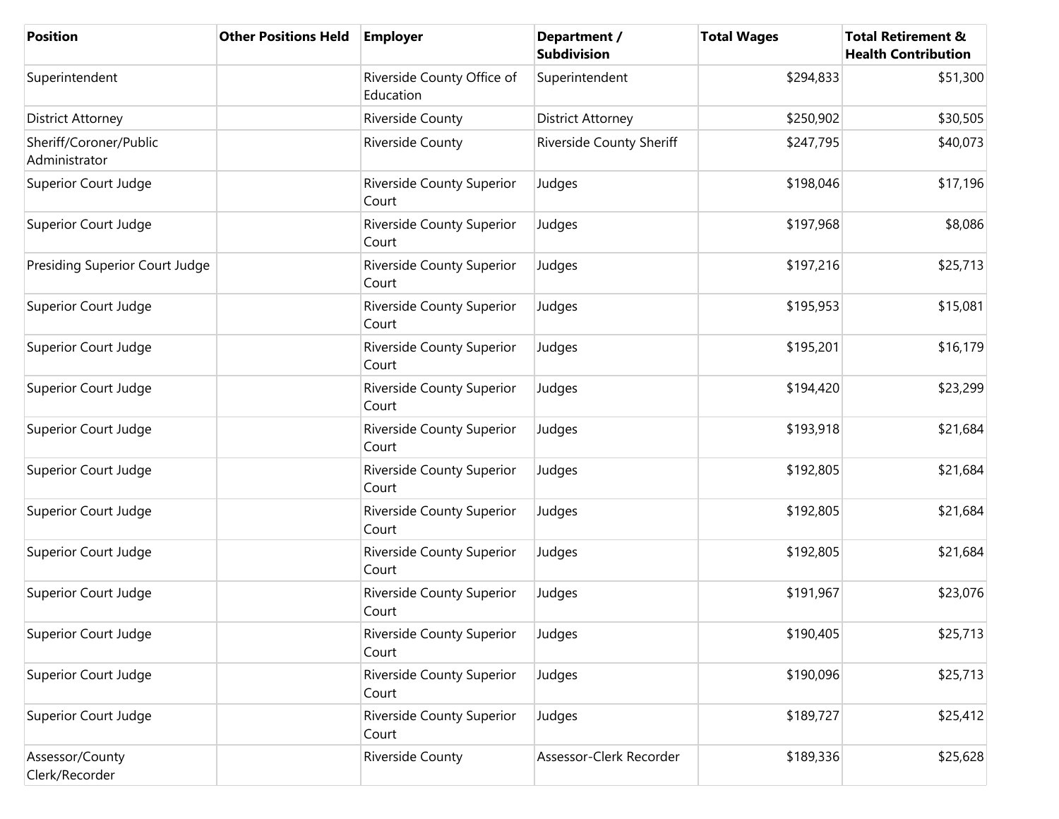| Position | Other Positions Held | Employer | Department / Subdivision | Total Wages | Total Retirement & Health Contribution |
|---|---|---|---|---|---|
| Superintendent | | Riverside County Office of Education | Superintendent | $294,833 | $51,300 |
| District Attorney | | Riverside County | District Attorney | $250,902 | $30,505 |
| Sheriff/Coroner/Public Administrator | | Riverside County | Riverside County Sheriff | $247,795 | $40,073 |
| Superior Court Judge | | Riverside County Superior Court | Judges | $198,046 | $17,196 |
| Superior Court Judge | | Riverside County Superior Court | Judges | $197,968 | $8,086 |
| Presiding Superior Court Judge | | Riverside County Superior Court | Judges | $197,216 | $25,713 |
| Superior Court Judge | | Riverside County Superior Court | Judges | $195,953 | $15,081 |
| Superior Court Judge | | Riverside County Superior Court | Judges | $195,201 | $16,179 |
| Superior Court Judge | | Riverside County Superior Court | Judges | $194,420 | $23,299 |
| Superior Court Judge | | Riverside County Superior Court | Judges | $193,918 | $21,684 |
| Superior Court Judge | | Riverside County Superior Court | Judges | $192,805 | $21,684 |
| Superior Court Judge | | Riverside County Superior Court | Judges | $192,805 | $21,684 |
| Superior Court Judge | | Riverside County Superior Court | Judges | $192,805 | $21,684 |
| Superior Court Judge | | Riverside County Superior Court | Judges | $191,967 | $23,076 |
| Superior Court Judge | | Riverside County Superior Court | Judges | $190,405 | $25,713 |
| Superior Court Judge | | Riverside County Superior Court | Judges | $190,096 | $25,713 |
| Superior Court Judge | | Riverside County Superior Court | Judges | $189,727 | $25,412 |
| Assessor/County Clerk/Recorder | | Riverside County | Assessor-Clerk Recorder | $189,336 | $25,628 |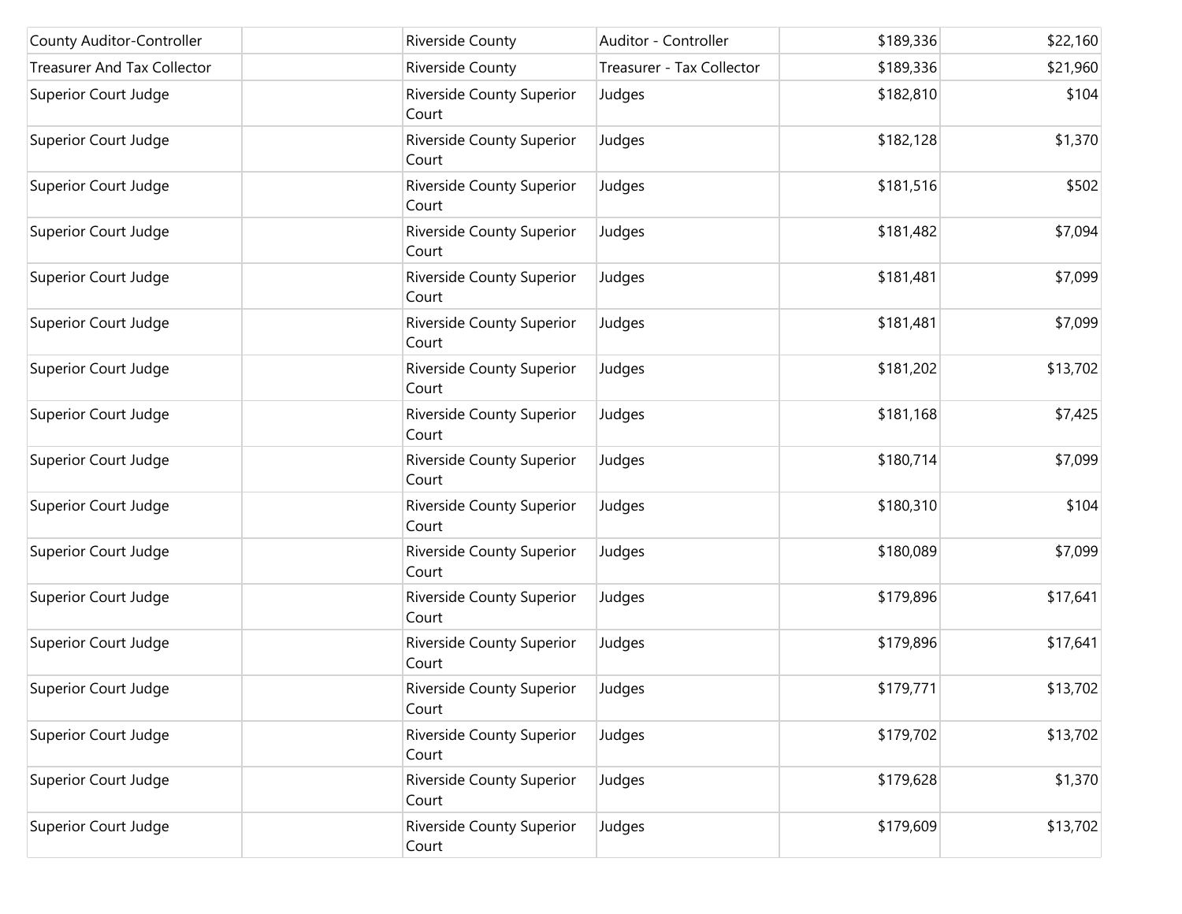| | | | | | |
|---|---|---|---|---|---|
| County Auditor-Controller | | Riverside County | Auditor - Controller | $189,336 | $22,160 |
| Treasurer And Tax Collector | | Riverside County | Treasurer - Tax Collector | $189,336 | $21,960 |
| Superior Court Judge | | Riverside County Superior Court | Judges | $182,810 | $104 |
| Superior Court Judge | | Riverside County Superior Court | Judges | $182,128 | $1,370 |
| Superior Court Judge | | Riverside County Superior Court | Judges | $181,516 | $502 |
| Superior Court Judge | | Riverside County Superior Court | Judges | $181,482 | $7,094 |
| Superior Court Judge | | Riverside County Superior Court | Judges | $181,481 | $7,099 |
| Superior Court Judge | | Riverside County Superior Court | Judges | $181,481 | $7,099 |
| Superior Court Judge | | Riverside County Superior Court | Judges | $181,202 | $13,702 |
| Superior Court Judge | | Riverside County Superior Court | Judges | $181,168 | $7,425 |
| Superior Court Judge | | Riverside County Superior Court | Judges | $180,714 | $7,099 |
| Superior Court Judge | | Riverside County Superior Court | Judges | $180,310 | $104 |
| Superior Court Judge | | Riverside County Superior Court | Judges | $180,089 | $7,099 |
| Superior Court Judge | | Riverside County Superior Court | Judges | $179,896 | $17,641 |
| Superior Court Judge | | Riverside County Superior Court | Judges | $179,896 | $17,641 |
| Superior Court Judge | | Riverside County Superior Court | Judges | $179,771 | $13,702 |
| Superior Court Judge | | Riverside County Superior Court | Judges | $179,702 | $13,702 |
| Superior Court Judge | | Riverside County Superior Court | Judges | $179,628 | $1,370 |
| Superior Court Judge | | Riverside County Superior Court | Judges | $179,609 | $13,702 |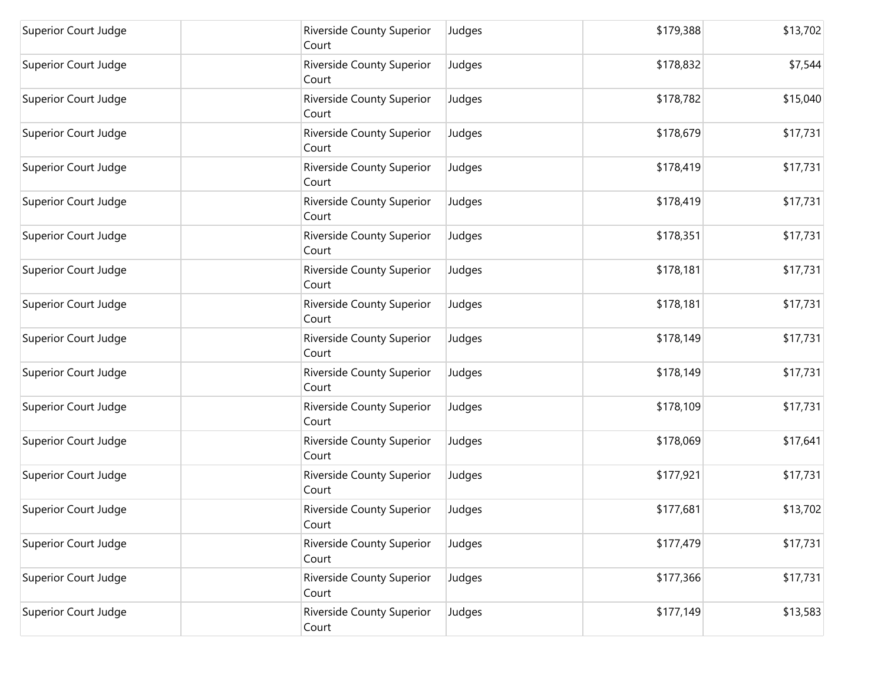| Superior Court Judge | | Riverside County Superior Court | Judges | $179,388 | $13,702 |
|---|---|---|---|---|---|
| Superior Court Judge | | Riverside County Superior Court | Judges | $178,832 | $7,544 |
| Superior Court Judge | | Riverside County Superior Court | Judges | $178,782 | $15,040 |
| Superior Court Judge | | Riverside County Superior Court | Judges | $178,679 | $17,731 |
| Superior Court Judge | | Riverside County Superior Court | Judges | $178,419 | $17,731 |
| Superior Court Judge | | Riverside County Superior Court | Judges | $178,419 | $17,731 |
| Superior Court Judge | | Riverside County Superior Court | Judges | $178,351 | $17,731 |
| Superior Court Judge | | Riverside County Superior Court | Judges | $178,181 | $17,731 |
| Superior Court Judge | | Riverside County Superior Court | Judges | $178,181 | $17,731 |
| Superior Court Judge | | Riverside County Superior Court | Judges | $178,149 | $17,731 |
| Superior Court Judge | | Riverside County Superior Court | Judges | $178,149 | $17,731 |
| Superior Court Judge | | Riverside County Superior Court | Judges | $178,109 | $17,731 |
| Superior Court Judge | | Riverside County Superior Court | Judges | $178,069 | $17,641 |
| Superior Court Judge | | Riverside County Superior Court | Judges | $177,921 | $17,731 |
| Superior Court Judge | | Riverside County Superior Court | Judges | $177,681 | $13,702 |
| Superior Court Judge | | Riverside County Superior Court | Judges | $177,479 | $17,731 |
| Superior Court Judge | | Riverside County Superior Court | Judges | $177,366 | $17,731 |
| Superior Court Judge | | Riverside County Superior Court | Judges | $177,149 | $13,583 |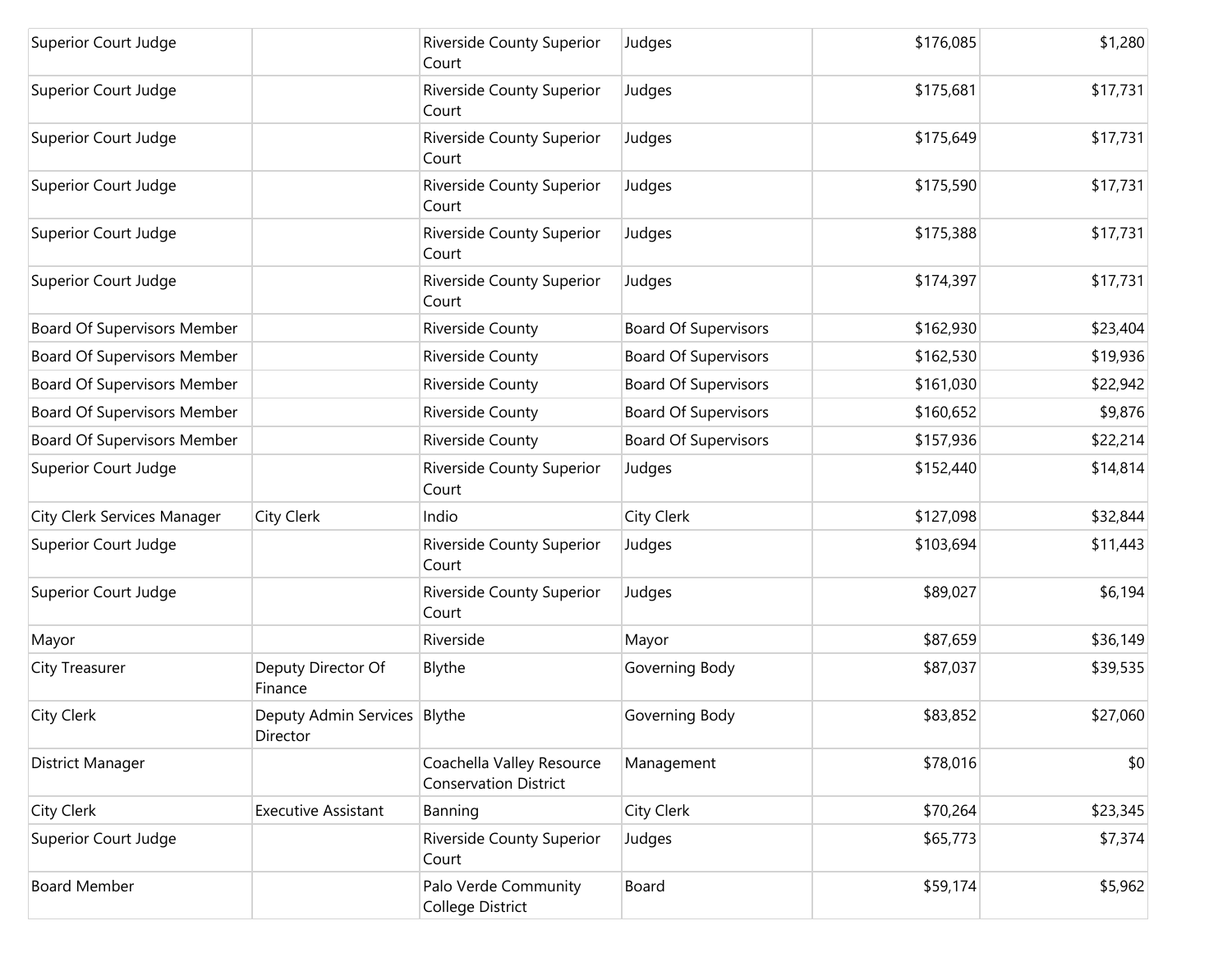| | | | | | |
|---|---|---|---|---|---|
| Superior Court Judge | | Riverside County Superior Court | Judges | $176,085 | $1,280 |
| Superior Court Judge | | Riverside County Superior Court | Judges | $175,681 | $17,731 |
| Superior Court Judge | | Riverside County Superior Court | Judges | $175,649 | $17,731 |
| Superior Court Judge | | Riverside County Superior Court | Judges | $175,590 | $17,731 |
| Superior Court Judge | | Riverside County Superior Court | Judges | $175,388 | $17,731 |
| Superior Court Judge | | Riverside County Superior Court | Judges | $174,397 | $17,731 |
| Board Of Supervisors Member | | Riverside County | Board Of Supervisors | $162,930 | $23,404 |
| Board Of Supervisors Member | | Riverside County | Board Of Supervisors | $162,530 | $19,936 |
| Board Of Supervisors Member | | Riverside County | Board Of Supervisors | $161,030 | $22,942 |
| Board Of Supervisors Member | | Riverside County | Board Of Supervisors | $160,652 | $9,876 |
| Board Of Supervisors Member | | Riverside County | Board Of Supervisors | $157,936 | $22,214 |
| Superior Court Judge | | Riverside County Superior Court | Judges | $152,440 | $14,814 |
| City Clerk Services Manager | City Clerk | Indio | City Clerk | $127,098 | $32,844 |
| Superior Court Judge | | Riverside County Superior Court | Judges | $103,694 | $11,443 |
| Superior Court Judge | | Riverside County Superior Court | Judges | $89,027 | $6,194 |
| Mayor | | Riverside | Mayor | $87,659 | $36,149 |
| City Treasurer | Deputy Director Of Finance | Blythe | Governing Body | $87,037 | $39,535 |
| City Clerk | Deputy Admin Services Director | Blythe | Governing Body | $83,852 | $27,060 |
| District Manager | | Coachella Valley Resource Conservation District | Management | $78,016 | $0 |
| City Clerk | Executive Assistant | Banning | City Clerk | $70,264 | $23,345 |
| Superior Court Judge | | Riverside County Superior Court | Judges | $65,773 | $7,374 |
| Board Member | | Palo Verde Community College District | Board | $59,174 | $5,962 |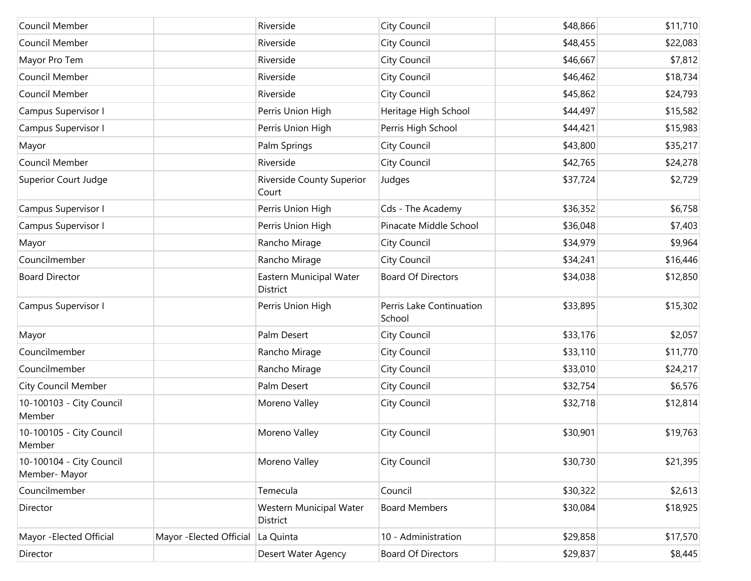| | | | | | |
|---|---|---|---|---|---|
| Council Member | | Riverside | City Council | $48,866 | $11,710 |
| Council Member | | Riverside | City Council | $48,455 | $22,083 |
| Mayor Pro Tem | | Riverside | City Council | $46,667 | $7,812 |
| Council Member | | Riverside | City Council | $46,462 | $18,734 |
| Council Member | | Riverside | City Council | $45,862 | $24,793 |
| Campus Supervisor I | | Perris Union High | Heritage High School | $44,497 | $15,582 |
| Campus Supervisor I | | Perris Union High | Perris High School | $44,421 | $15,983 |
| Mayor | | Palm Springs | City Council | $43,800 | $35,217 |
| Council Member | | Riverside | City Council | $42,765 | $24,278 |
| Superior Court Judge | | Riverside County Superior Court | Judges | $37,724 | $2,729 |
| Campus Supervisor I | | Perris Union High | Cds - The Academy | $36,352 | $6,758 |
| Campus Supervisor I | | Perris Union High | Pinacate Middle School | $36,048 | $7,403 |
| Mayor | | Rancho Mirage | City Council | $34,979 | $9,964 |
| Councilmember | | Rancho Mirage | City Council | $34,241 | $16,446 |
| Board Director | | Eastern Municipal Water District | Board Of Directors | $34,038 | $12,850 |
| Campus Supervisor I | | Perris Union High | Perris Lake Continuation School | $33,895 | $15,302 |
| Mayor | | Palm Desert | City Council | $33,176 | $2,057 |
| Councilmember | | Rancho Mirage | City Council | $33,110 | $11,770 |
| Councilmember | | Rancho Mirage | City Council | $33,010 | $24,217 |
| City Council Member | | Palm Desert | City Council | $32,754 | $6,576 |
| 10-100103 - City Council Member | | Moreno Valley | City Council | $32,718 | $12,814 |
| 10-100105 - City Council Member | | Moreno Valley | City Council | $30,901 | $19,763 |
| 10-100104 - City Council Member- Mayor | | Moreno Valley | City Council | $30,730 | $21,395 |
| Councilmember | | Temecula | Council | $30,322 | $2,613 |
| Director | | Western Municipal Water District | Board Members | $30,084 | $18,925 |
| Mayor -Elected Official | Mayor -Elected Official | La Quinta | 10 - Administration | $29,858 | $17,570 |
| Director | | Desert Water Agency | Board Of Directors | $29,837 | $8,445 |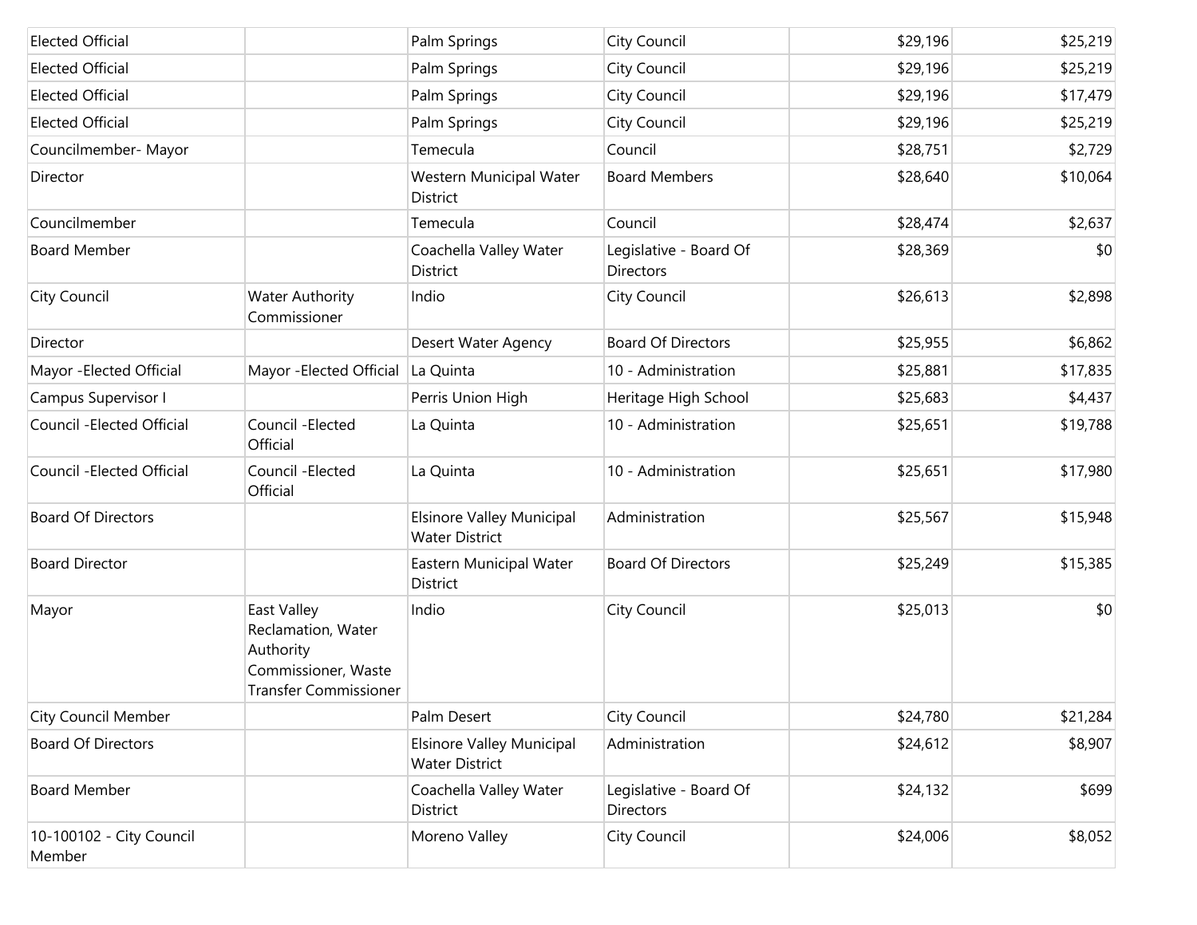| | | | | | |
|---|---|---|---|---|---|
| Elected Official | | Palm Springs | City Council | $29,196 | $25,219 |
| Elected Official | | Palm Springs | City Council | $29,196 | $25,219 |
| Elected Official | | Palm Springs | City Council | $29,196 | $17,479 |
| Elected Official | | Palm Springs | City Council | $29,196 | $25,219 |
| Councilmember- Mayor | | Temecula | Council | $28,751 | $2,729 |
| Director | | Western Municipal Water District | Board Members | $28,640 | $10,064 |
| Councilmember | | Temecula | Council | $28,474 | $2,637 |
| Board Member | | Coachella Valley Water District | Legislative - Board Of Directors | $28,369 | $0 |
| City Council | Water Authority Commissioner | Indio | City Council | $26,613 | $2,898 |
| Director | | Desert Water Agency | Board Of Directors | $25,955 | $6,862 |
| Mayor -Elected Official | Mayor -Elected Official | La Quinta | 10 - Administration | $25,881 | $17,835 |
| Campus Supervisor I | | Perris Union High | Heritage High School | $25,683 | $4,437 |
| Council -Elected Official | Council -Elected Official | La Quinta | 10 - Administration | $25,651 | $19,788 |
| Council -Elected Official | Council -Elected Official | La Quinta | 10 - Administration | $25,651 | $17,980 |
| Board Of Directors | | Elsinore Valley Municipal Water District | Administration | $25,567 | $15,948 |
| Board Director | | Eastern Municipal Water District | Board Of Directors | $25,249 | $15,385 |
| Mayor | East Valley Reclamation, Water Authority Commissioner, Waste Transfer Commissioner | Indio | City Council | $25,013 | $0 |
| City Council Member | | Palm Desert | City Council | $24,780 | $21,284 |
| Board Of Directors | | Elsinore Valley Municipal Water District | Administration | $24,612 | $8,907 |
| Board Member | | Coachella Valley Water District | Legislative - Board Of Directors | $24,132 | $699 |
| 10-100102 - City Council Member | | Moreno Valley | City Council | $24,006 | $8,052 |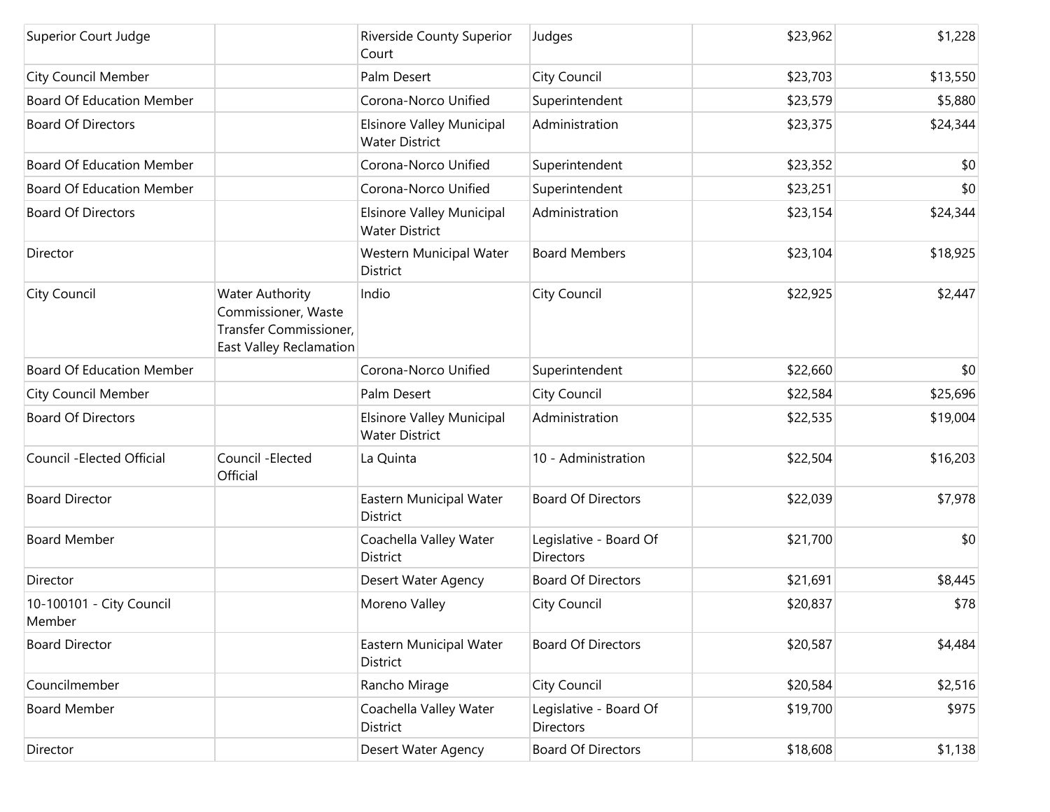| | | | | | |
|---|---|---|---|---|---|
| Superior Court Judge | | Riverside County Superior Court | Judges | $23,962 | $1,228 |
| City Council Member | | Palm Desert | City Council | $23,703 | $13,550 |
| Board Of Education Member | | Corona-Norco Unified | Superintendent | $23,579 | $5,880 |
| Board Of Directors | | Elsinore Valley Municipal Water District | Administration | $23,375 | $24,344 |
| Board Of Education Member | | Corona-Norco Unified | Superintendent | $23,352 | $0 |
| Board Of Education Member | | Corona-Norco Unified | Superintendent | $23,251 | $0 |
| Board Of Directors | | Elsinore Valley Municipal Water District | Administration | $23,154 | $24,344 |
| Director | | Western Municipal Water District | Board Members | $23,104 | $18,925 |
| City Council | Water Authority Commissioner, Waste Transfer Commissioner, East Valley Reclamation | Indio | City Council | $22,925 | $2,447 |
| Board Of Education Member | | Corona-Norco Unified | Superintendent | $22,660 | $0 |
| City Council Member | | Palm Desert | City Council | $22,584 | $25,696 |
| Board Of Directors | | Elsinore Valley Municipal Water District | Administration | $22,535 | $19,004 |
| Council -Elected Official | Council -Elected Official | La Quinta | 10 - Administration | $22,504 | $16,203 |
| Board Director | | Eastern Municipal Water District | Board Of Directors | $22,039 | $7,978 |
| Board Member | | Coachella Valley Water District | Legislative - Board Of Directors | $21,700 | $0 |
| Director | | Desert Water Agency | Board Of Directors | $21,691 | $8,445 |
| 10-100101 - City Council Member | | Moreno Valley | City Council | $20,837 | $78 |
| Board Director | | Eastern Municipal Water District | Board Of Directors | $20,587 | $4,484 |
| Councilmember | | Rancho Mirage | City Council | $20,584 | $2,516 |
| Board Member | | Coachella Valley Water District | Legislative - Board Of Directors | $19,700 | $975 |
| Director | | Desert Water Agency | Board Of Directors | $18,608 | $1,138 |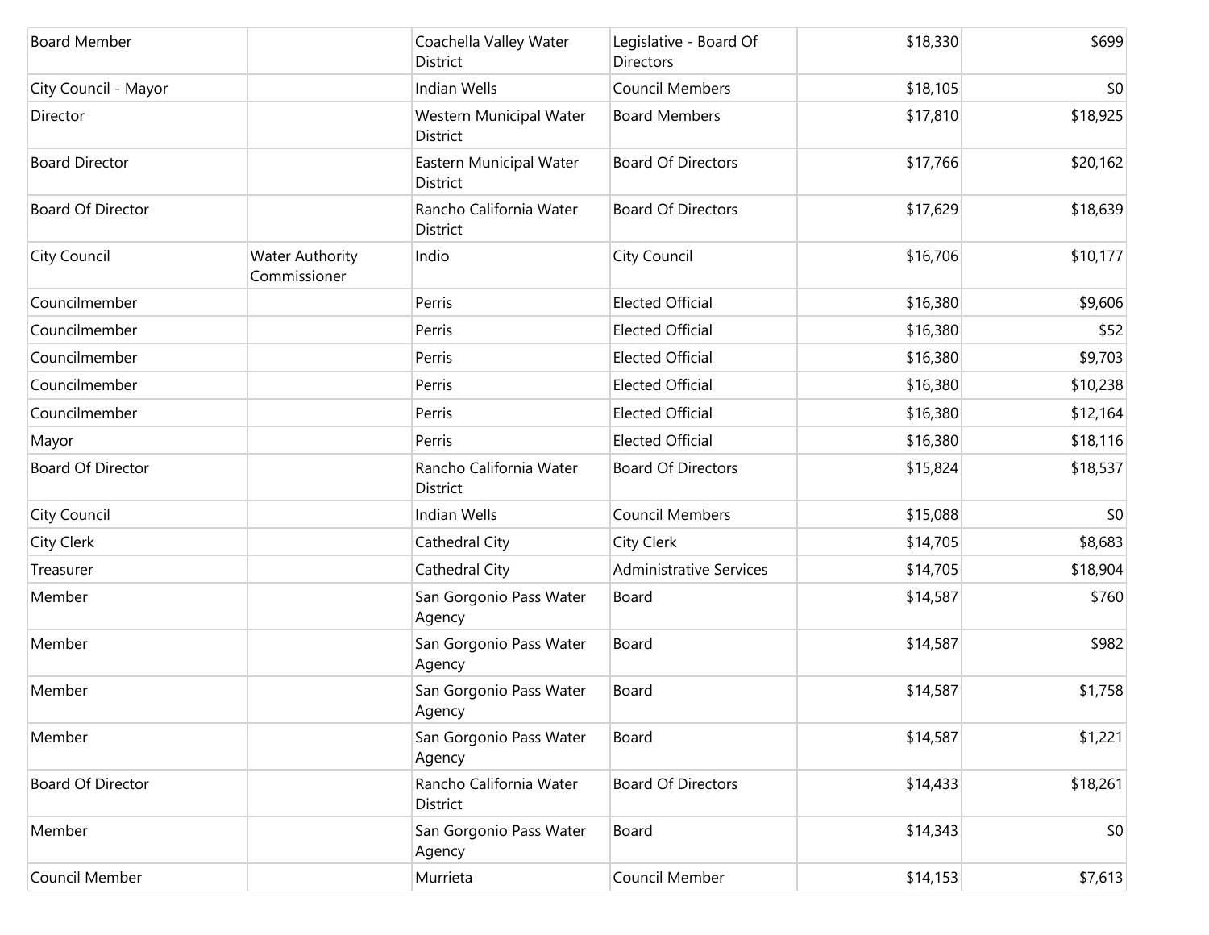| Board Member | | Coachella Valley Water District | Legislative - Board Of Directors | $18,330 | $699 |
|---|---|---|---|---|---|
| City Council - Mayor | | Indian Wells | Council Members | $18,105 | $0 |
| Director | | Western Municipal Water District | Board Members | $17,810 | $18,925 |
| Board Director | | Eastern Municipal Water District | Board Of Directors | $17,766 | $20,162 |
| Board Of Director | | Rancho California Water District | Board Of Directors | $17,629 | $18,639 |
| City Council | Water Authority Commissioner | Indio | City Council | $16,706 | $10,177 |
| Councilmember | | Perris | Elected Official | $16,380 | $9,606 |
| Councilmember | | Perris | Elected Official | $16,380 | $52 |
| Councilmember | | Perris | Elected Official | $16,380 | $9,703 |
| Councilmember | | Perris | Elected Official | $16,380 | $10,238 |
| Councilmember | | Perris | Elected Official | $16,380 | $12,164 |
| Mayor | | Perris | Elected Official | $16,380 | $18,116 |
| Board Of Director | | Rancho California Water District | Board Of Directors | $15,824 | $18,537 |
| City Council | | Indian Wells | Council Members | $15,088 | $0 |
| City Clerk | | Cathedral City | City Clerk | $14,705 | $8,683 |
| Treasurer | | Cathedral City | Administrative Services | $14,705 | $18,904 |
| Member | | San Gorgonio Pass Water Agency | Board | $14,587 | $760 |
| Member | | San Gorgonio Pass Water Agency | Board | $14,587 | $982 |
| Member | | San Gorgonio Pass Water Agency | Board | $14,587 | $1,758 |
| Member | | San Gorgonio Pass Water Agency | Board | $14,587 | $1,221 |
| Board Of Director | | Rancho California Water District | Board Of Directors | $14,433 | $18,261 |
| Member | | San Gorgonio Pass Water Agency | Board | $14,343 | $0 |
| Council Member | | Murrieta | Council Member | $14,153 | $7,613 |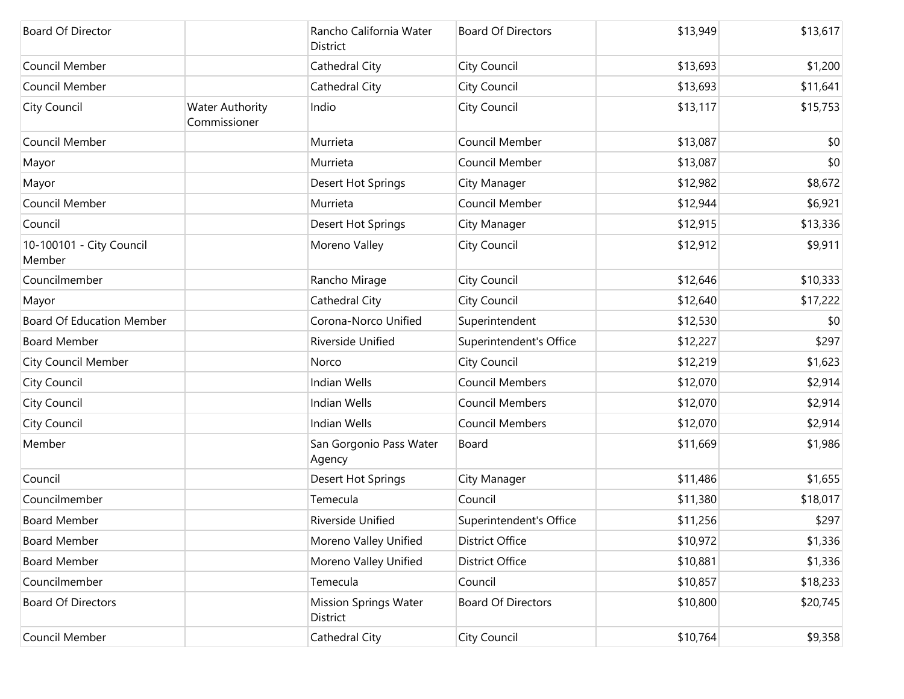| | | | | | |
|---|---|---|---|---|---|
| Board Of Director | | Rancho California Water District | Board Of Directors | $13,949 | $13,617 |
| Council Member | | Cathedral City | City Council | $13,693 | $1,200 |
| Council Member | | Cathedral City | City Council | $13,693 | $11,641 |
| City Council | Water Authority Commissioner | Indio | City Council | $13,117 | $15,753 |
| Council Member | | Murrieta | Council Member | $13,087 | $0 |
| Mayor | | Murrieta | Council Member | $13,087 | $0 |
| Mayor | | Desert Hot Springs | City Manager | $12,982 | $8,672 |
| Council Member | | Murrieta | Council Member | $12,944 | $6,921 |
| Council | | Desert Hot Springs | City Manager | $12,915 | $13,336 |
| 10-100101 - City Council Member | | Moreno Valley | City Council | $12,912 | $9,911 |
| Councilmember | | Rancho Mirage | City Council | $12,646 | $10,333 |
| Mayor | | Cathedral City | City Council | $12,640 | $17,222 |
| Board Of Education Member | | Corona-Norco Unified | Superintendent | $12,530 | $0 |
| Board Member | | Riverside Unified | Superintendent's Office | $12,227 | $297 |
| City Council Member | | Norco | City Council | $12,219 | $1,623 |
| City Council | | Indian Wells | Council Members | $12,070 | $2,914 |
| City Council | | Indian Wells | Council Members | $12,070 | $2,914 |
| City Council | | Indian Wells | Council Members | $12,070 | $2,914 |
| Member | | San Gorgonio Pass Water Agency | Board | $11,669 | $1,986 |
| Council | | Desert Hot Springs | City Manager | $11,486 | $1,655 |
| Councilmember | | Temecula | Council | $11,380 | $18,017 |
| Board Member | | Riverside Unified | Superintendent's Office | $11,256 | $297 |
| Board Member | | Moreno Valley Unified | District Office | $10,972 | $1,336 |
| Board Member | | Moreno Valley Unified | District Office | $10,881 | $1,336 |
| Councilmember | | Temecula | Council | $10,857 | $18,233 |
| Board Of Directors | | Mission Springs Water District | Board Of Directors | $10,800 | $20,745 |
| Council Member | | Cathedral City | City Council | $10,764 | $9,358 |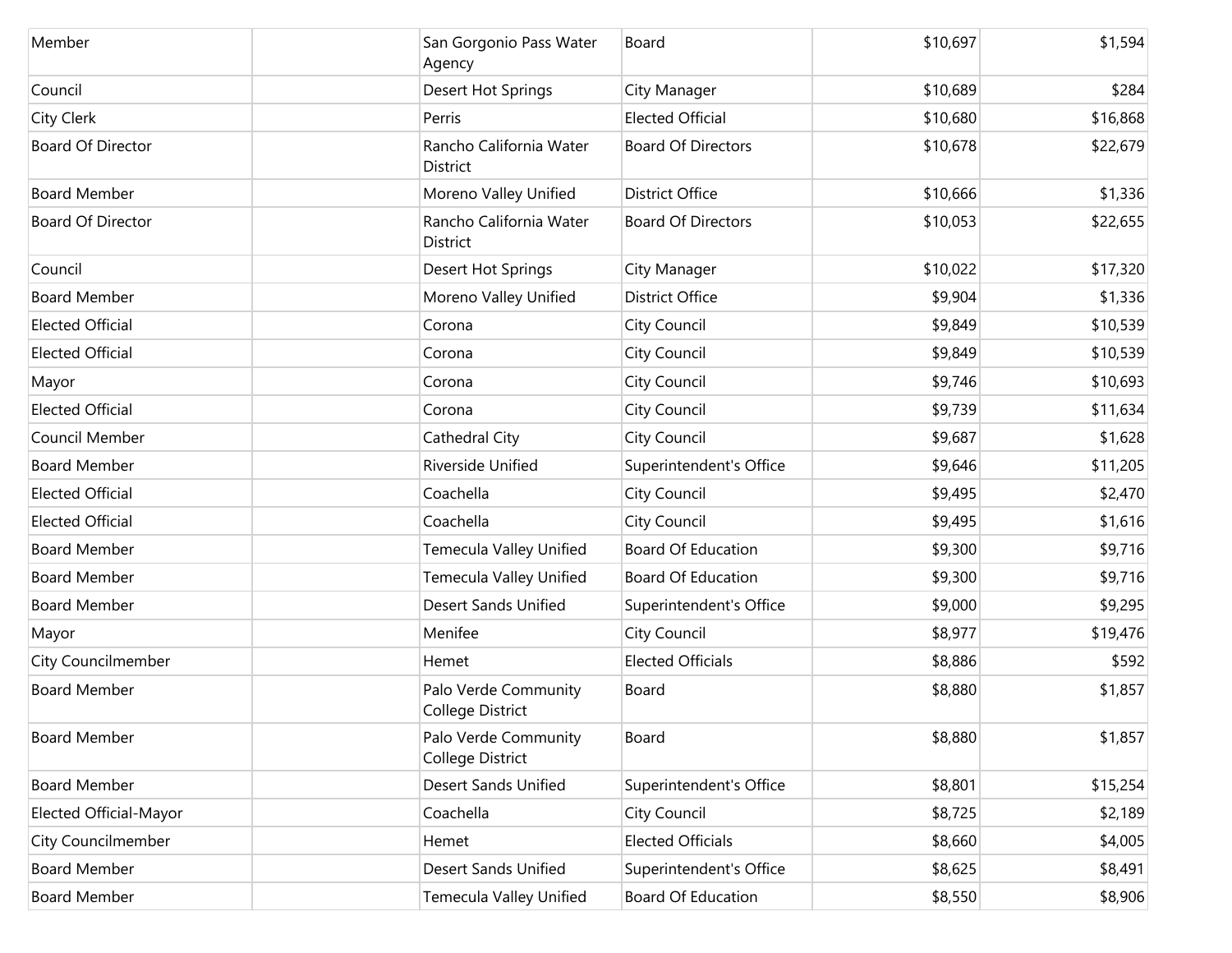| | | | | | |
|---|---|---|---|---|---|
| Member | | San Gorgonio Pass Water Agency | Board | $10,697 | $1,594 |
| Council | | Desert Hot Springs | City Manager | $10,689 | $284 |
| City Clerk | | Perris | Elected Official | $10,680 | $16,868 |
| Board Of Director | | Rancho California Water District | Board Of Directors | $10,678 | $22,679 |
| Board Member | | Moreno Valley Unified | District Office | $10,666 | $1,336 |
| Board Of Director | | Rancho California Water District | Board Of Directors | $10,053 | $22,655 |
| Council | | Desert Hot Springs | City Manager | $10,022 | $17,320 |
| Board Member | | Moreno Valley Unified | District Office | $9,904 | $1,336 |
| Elected Official | | Corona | City Council | $9,849 | $10,539 |
| Elected Official | | Corona | City Council | $9,849 | $10,539 |
| Mayor | | Corona | City Council | $9,746 | $10,693 |
| Elected Official | | Corona | City Council | $9,739 | $11,634 |
| Council Member | | Cathedral City | City Council | $9,687 | $1,628 |
| Board Member | | Riverside Unified | Superintendent's Office | $9,646 | $11,205 |
| Elected Official | | Coachella | City Council | $9,495 | $2,470 |
| Elected Official | | Coachella | City Council | $9,495 | $1,616 |
| Board Member | | Temecula Valley Unified | Board Of Education | $9,300 | $9,716 |
| Board Member | | Temecula Valley Unified | Board Of Education | $9,300 | $9,716 |
| Board Member | | Desert Sands Unified | Superintendent's Office | $9,000 | $9,295 |
| Mayor | | Menifee | City Council | $8,977 | $19,476 |
| City Councilmember | | Hemet | Elected Officials | $8,886 | $592 |
| Board Member | | Palo Verde Community College District | Board | $8,880 | $1,857 |
| Board Member | | Palo Verde Community College District | Board | $8,880 | $1,857 |
| Board Member | | Desert Sands Unified | Superintendent's Office | $8,801 | $15,254 |
| Elected Official-Mayor | | Coachella | City Council | $8,725 | $2,189 |
| City Councilmember | | Hemet | Elected Officials | $8,660 | $4,005 |
| Board Member | | Desert Sands Unified | Superintendent's Office | $8,625 | $8,491 |
| Board Member | | Temecula Valley Unified | Board Of Education | $8,550 | $8,906 |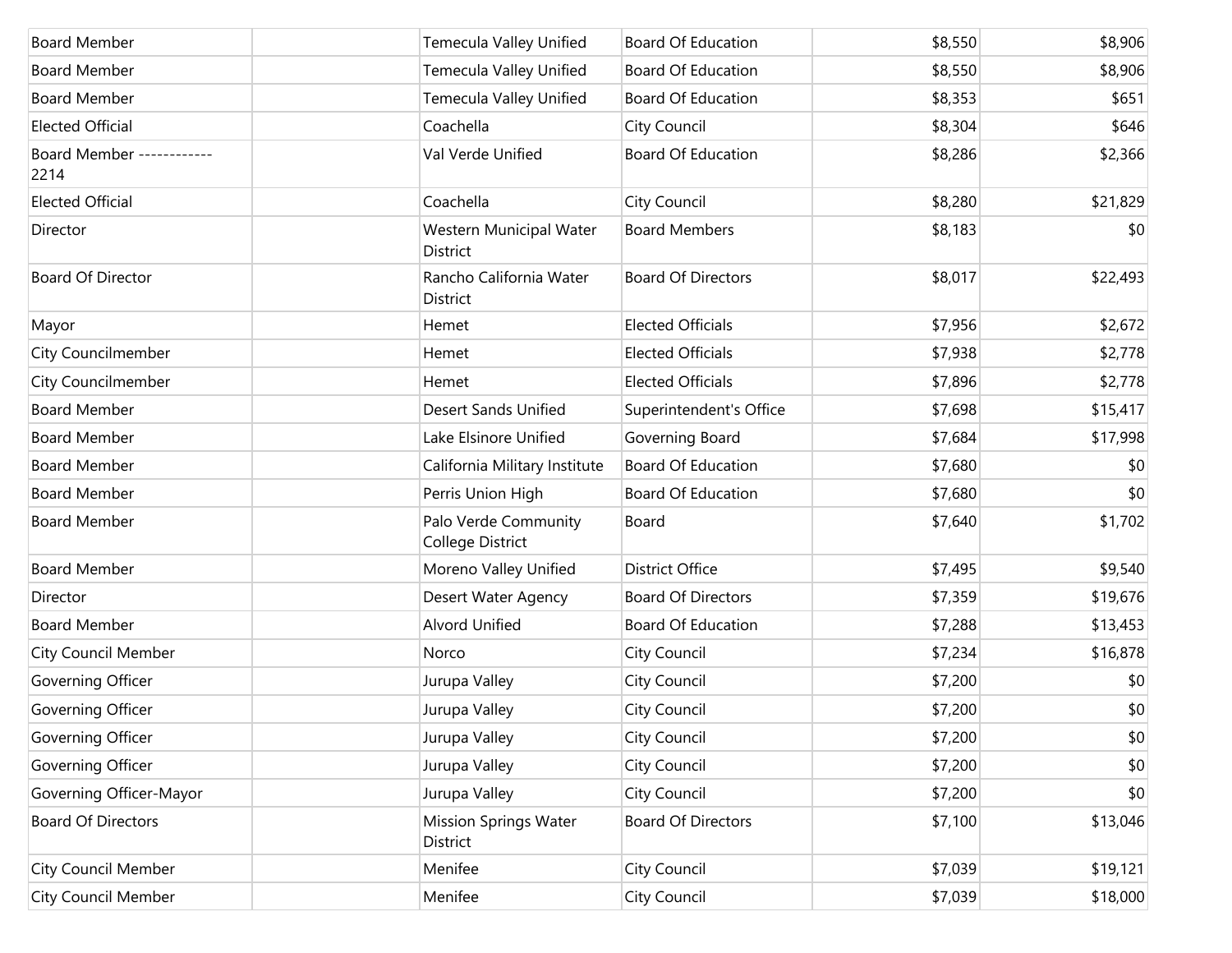| | | | | | |
|---|---|---|---|---|---|
| Board Member | | Temecula Valley Unified | Board Of Education | $8,550 | $8,906 |
| Board Member | | Temecula Valley Unified | Board Of Education | $8,550 | $8,906 |
| Board Member | | Temecula Valley Unified | Board Of Education | $8,353 | $651 |
| Elected Official | | Coachella | City Council | $8,304 | $646 |
| Board Member ------------ 2214 | | Val Verde Unified | Board Of Education | $8,286 | $2,366 |
| Elected Official | | Coachella | City Council | $8,280 | $21,829 |
| Director | | Western Municipal Water District | Board Members | $8,183 | $0 |
| Board Of Director | | Rancho California Water District | Board Of Directors | $8,017 | $22,493 |
| Mayor | | Hemet | Elected Officials | $7,956 | $2,672 |
| City Councilmember | | Hemet | Elected Officials | $7,938 | $2,778 |
| City Councilmember | | Hemet | Elected Officials | $7,896 | $2,778 |
| Board Member | | Desert Sands Unified | Superintendent's Office | $7,698 | $15,417 |
| Board Member | | Lake Elsinore Unified | Governing Board | $7,684 | $17,998 |
| Board Member | | California Military Institute | Board Of Education | $7,680 | $0 |
| Board Member | | Perris Union High | Board Of Education | $7,680 | $0 |
| Board Member | | Palo Verde Community College District | Board | $7,640 | $1,702 |
| Board Member | | Moreno Valley Unified | District Office | $7,495 | $9,540 |
| Director | | Desert Water Agency | Board Of Directors | $7,359 | $19,676 |
| Board Member | | Alvord Unified | Board Of Education | $7,288 | $13,453 |
| City Council Member | | Norco | City Council | $7,234 | $16,878 |
| Governing Officer | | Jurupa Valley | City Council | $7,200 | $0 |
| Governing Officer | | Jurupa Valley | City Council | $7,200 | $0 |
| Governing Officer | | Jurupa Valley | City Council | $7,200 | $0 |
| Governing Officer | | Jurupa Valley | City Council | $7,200 | $0 |
| Governing Officer-Mayor | | Jurupa Valley | City Council | $7,200 | $0 |
| Board Of Directors | | Mission Springs Water District | Board Of Directors | $7,100 | $13,046 |
| City Council Member | | Menifee | City Council | $7,039 | $19,121 |
| City Council Member | | Menifee | City Council | $7,039 | $18,000 |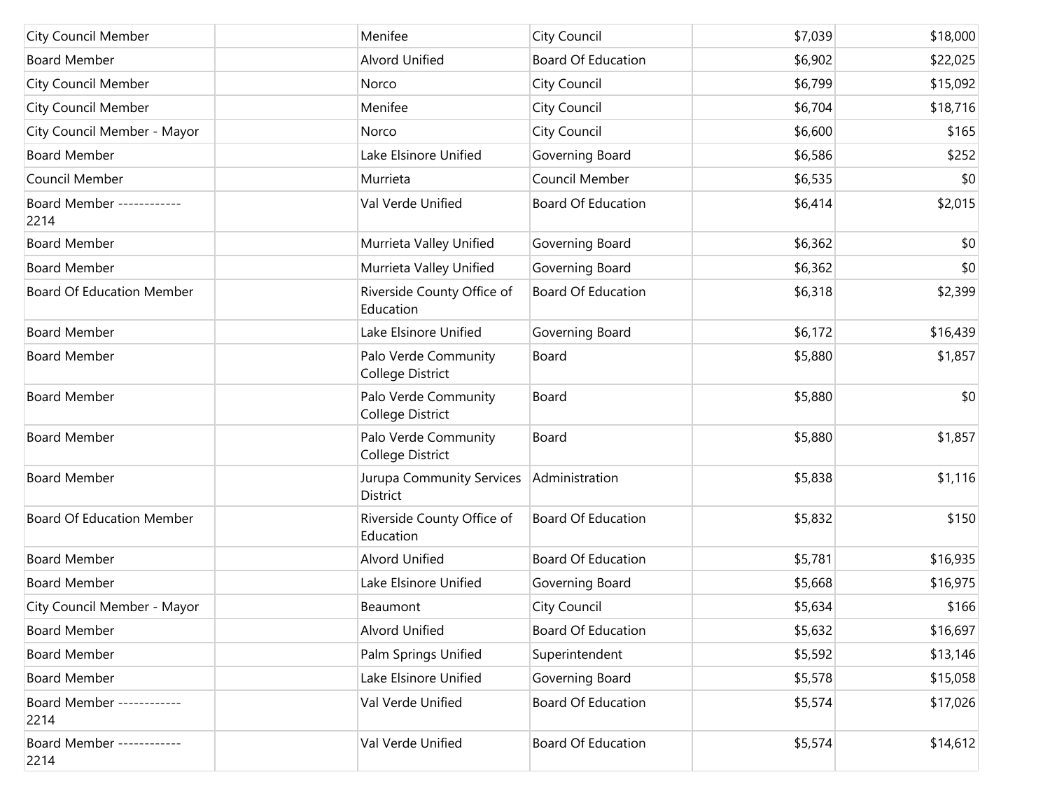| | | | | | |
|---|---|---|---|---|---|
| City Council Member | | Menifee | City Council | $7,039 | $18,000 |
| Board Member | | Alvord Unified | Board Of Education | $6,902 | $22,025 |
| City Council Member | | Norco | City Council | $6,799 | $15,092 |
| City Council Member | | Menifee | City Council | $6,704 | $18,716 |
| City Council Member - Mayor | | Norco | City Council | $6,600 | $165 |
| Board Member | | Lake Elsinore Unified | Governing Board | $6,586 | $252 |
| Council Member | | Murrieta | Council Member | $6,535 | $0 |
| Board Member ------------ 2214 | | Val Verde Unified | Board Of Education | $6,414 | $2,015 |
| Board Member | | Murrieta Valley Unified | Governing Board | $6,362 | $0 |
| Board Member | | Murrieta Valley Unified | Governing Board | $6,362 | $0 |
| Board Of Education Member | | Riverside County Office of Education | Board Of Education | $6,318 | $2,399 |
| Board Member | | Lake Elsinore Unified | Governing Board | $6,172 | $16,439 |
| Board Member | | Palo Verde Community College District | Board | $5,880 | $1,857 |
| Board Member | | Palo Verde Community College District | Board | $5,880 | $0 |
| Board Member | | Palo Verde Community College District | Board | $5,880 | $1,857 |
| Board Member | | Jurupa Community Services District | Administration | $5,838 | $1,116 |
| Board Of Education Member | | Riverside County Office of Education | Board Of Education | $5,832 | $150 |
| Board Member | | Alvord Unified | Board Of Education | $5,781 | $16,935 |
| Board Member | | Lake Elsinore Unified | Governing Board | $5,668 | $16,975 |
| City Council Member - Mayor | | Beaumont | City Council | $5,634 | $166 |
| Board Member | | Alvord Unified | Board Of Education | $5,632 | $16,697 |
| Board Member | | Palm Springs Unified | Superintendent | $5,592 | $13,146 |
| Board Member | | Lake Elsinore Unified | Governing Board | $5,578 | $15,058 |
| Board Member ------------ 2214 | | Val Verde Unified | Board Of Education | $5,574 | $17,026 |
| Board Member ------------ 2214 | | Val Verde Unified | Board Of Education | $5,574 | $14,612 |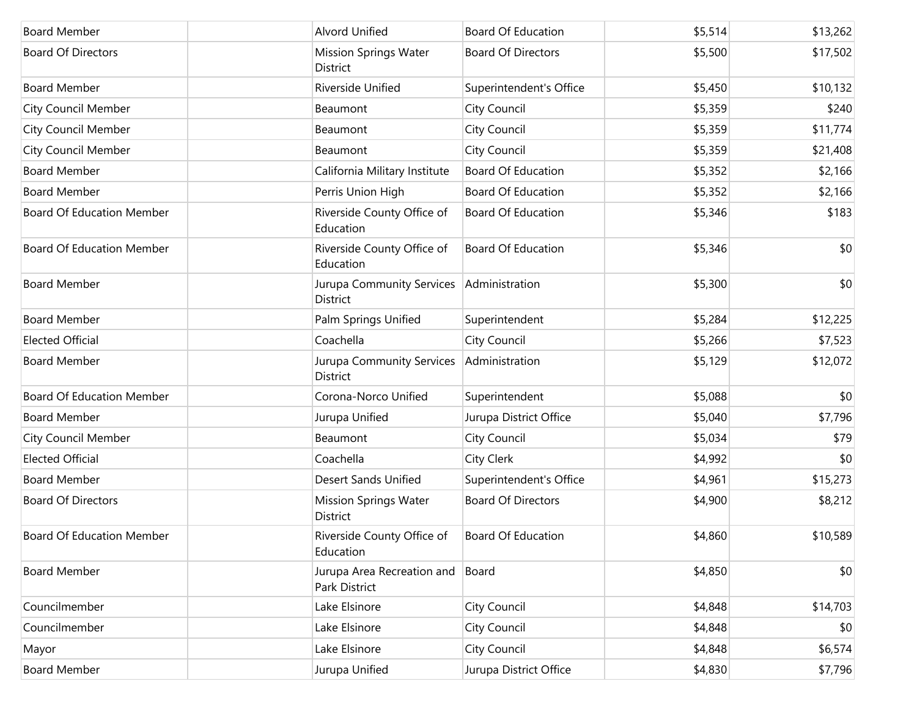| | | | | | |
|---|---|---|---|---|---|
| Board Member | | Alvord Unified | Board Of Education | $5,514 | $13,262 |
| Board Of Directors | | Mission Springs Water District | Board Of Directors | $5,500 | $17,502 |
| Board Member | | Riverside Unified | Superintendent's Office | $5,450 | $10,132 |
| City Council Member | | Beaumont | City Council | $5,359 | $240 |
| City Council Member | | Beaumont | City Council | $5,359 | $11,774 |
| City Council Member | | Beaumont | City Council | $5,359 | $21,408 |
| Board Member | | California Military Institute | Board Of Education | $5,352 | $2,166 |
| Board Member | | Perris Union High | Board Of Education | $5,352 | $2,166 |
| Board Of Education Member | | Riverside County Office of Education | Board Of Education | $5,346 | $183 |
| Board Of Education Member | | Riverside County Office of Education | Board Of Education | $5,346 | $0 |
| Board Member | | Jurupa Community Services District | Administration | $5,300 | $0 |
| Board Member | | Palm Springs Unified | Superintendent | $5,284 | $12,225 |
| Elected Official | | Coachella | City Council | $5,266 | $7,523 |
| Board Member | | Jurupa Community Services District | Administration | $5,129 | $12,072 |
| Board Of Education Member | | Corona-Norco Unified | Superintendent | $5,088 | $0 |
| Board Member | | Jurupa Unified | Jurupa District Office | $5,040 | $7,796 |
| City Council Member | | Beaumont | City Council | $5,034 | $79 |
| Elected Official | | Coachella | City Clerk | $4,992 | $0 |
| Board Member | | Desert Sands Unified | Superintendent's Office | $4,961 | $15,273 |
| Board Of Directors | | Mission Springs Water District | Board Of Directors | $4,900 | $8,212 |
| Board Of Education Member | | Riverside County Office of Education | Board Of Education | $4,860 | $10,589 |
| Board Member | | Jurupa Area Recreation and Park District | Board | $4,850 | $0 |
| Councilmember | | Lake Elsinore | City Council | $4,848 | $14,703 |
| Councilmember | | Lake Elsinore | City Council | $4,848 | $0 |
| Mayor | | Lake Elsinore | City Council | $4,848 | $6,574 |
| Board Member | | Jurupa Unified | Jurupa District Office | $4,830 | $7,796 |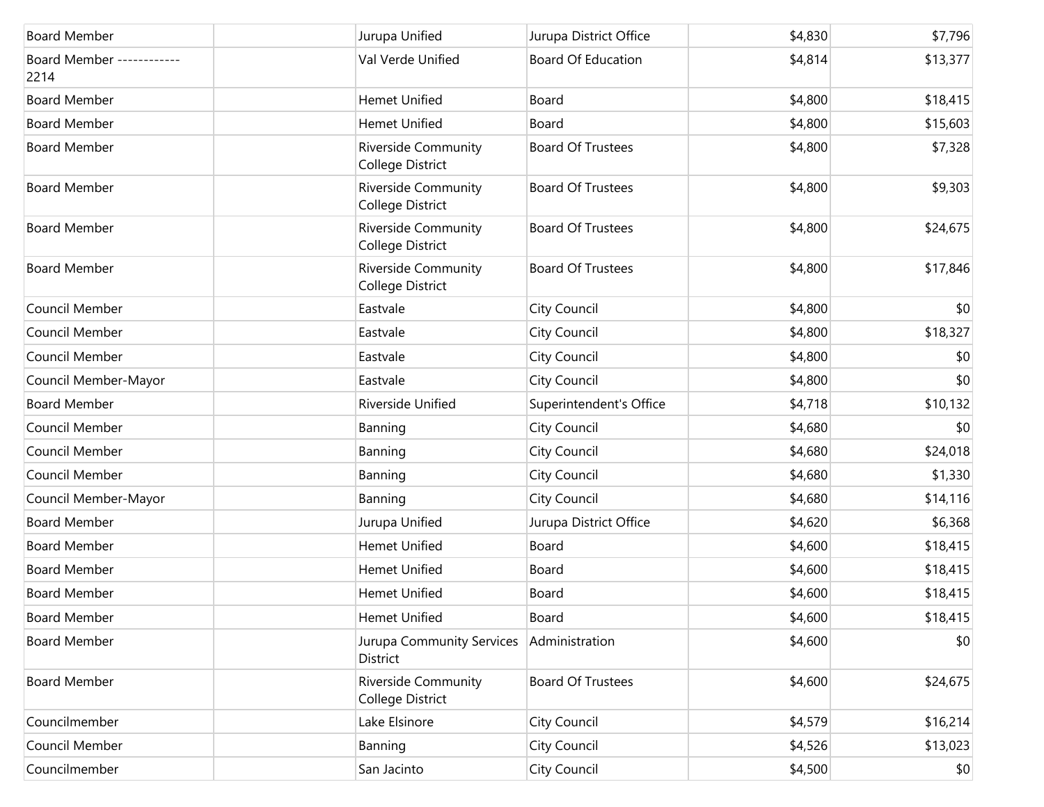| | | | | | |
|---|---|---|---|---|---|
| Board Member | | Jurupa Unified | Jurupa District Office | $4,830 | $7,796 |
| Board Member ------------ 2214 | | Val Verde Unified | Board Of Education | $4,814 | $13,377 |
| Board Member | | Hemet Unified | Board | $4,800 | $18,415 |
| Board Member | | Hemet Unified | Board | $4,800 | $15,603 |
| Board Member | | Riverside Community College District | Board Of Trustees | $4,800 | $7,328 |
| Board Member | | Riverside Community College District | Board Of Trustees | $4,800 | $9,303 |
| Board Member | | Riverside Community College District | Board Of Trustees | $4,800 | $24,675 |
| Board Member | | Riverside Community College District | Board Of Trustees | $4,800 | $17,846 |
| Council Member | | Eastvale | City Council | $4,800 | $0 |
| Council Member | | Eastvale | City Council | $4,800 | $18,327 |
| Council Member | | Eastvale | City Council | $4,800 | $0 |
| Council Member-Mayor | | Eastvale | City Council | $4,800 | $0 |
| Board Member | | Riverside Unified | Superintendent's Office | $4,718 | $10,132 |
| Council Member | | Banning | City Council | $4,680 | $0 |
| Council Member | | Banning | City Council | $4,680 | $24,018 |
| Council Member | | Banning | City Council | $4,680 | $1,330 |
| Council Member-Mayor | | Banning | City Council | $4,680 | $14,116 |
| Board Member | | Jurupa Unified | Jurupa District Office | $4,620 | $6,368 |
| Board Member | | Hemet Unified | Board | $4,600 | $18,415 |
| Board Member | | Hemet Unified | Board | $4,600 | $18,415 |
| Board Member | | Hemet Unified | Board | $4,600 | $18,415 |
| Board Member | | Hemet Unified | Board | $4,600 | $18,415 |
| Board Member | | Jurupa Community Services District | Administration | $4,600 | $0 |
| Board Member | | Riverside Community College District | Board Of Trustees | $4,600 | $24,675 |
| Councilmember | | Lake Elsinore | City Council | $4,579 | $16,214 |
| Council Member | | Banning | City Council | $4,526 | $13,023 |
| Councilmember | | San Jacinto | City Council | $4,500 | $0 |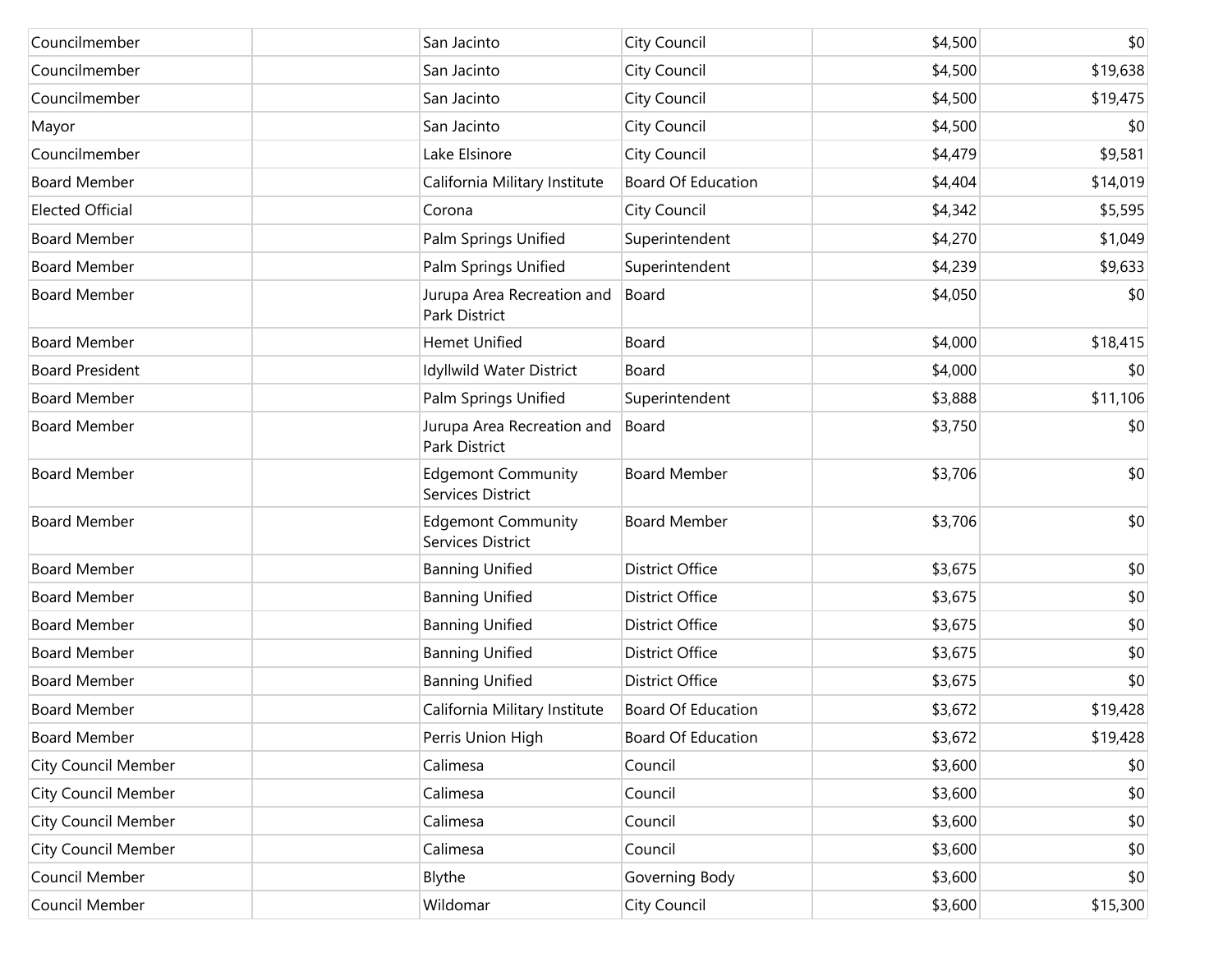| | | | | | |
|---|---|---|---|---|---|
| Councilmember | | San Jacinto | City Council | $4,500 | $0 |
| Councilmember | | San Jacinto | City Council | $4,500 | $19,638 |
| Councilmember | | San Jacinto | City Council | $4,500 | $19,475 |
| Mayor | | San Jacinto | City Council | $4,500 | $0 |
| Councilmember | | Lake Elsinore | City Council | $4,479 | $9,581 |
| Board Member | | California Military Institute | Board Of Education | $4,404 | $14,019 |
| Elected Official | | Corona | City Council | $4,342 | $5,595 |
| Board Member | | Palm Springs Unified | Superintendent | $4,270 | $1,049 |
| Board Member | | Palm Springs Unified | Superintendent | $4,239 | $9,633 |
| Board Member | | Jurupa Area Recreation and Park District | Board | $4,050 | $0 |
| Board Member | | Hemet Unified | Board | $4,000 | $18,415 |
| Board President | | Idyllwild Water District | Board | $4,000 | $0 |
| Board Member | | Palm Springs Unified | Superintendent | $3,888 | $11,106 |
| Board Member | | Jurupa Area Recreation and Park District | Board | $3,750 | $0 |
| Board Member | | Edgemont Community Services District | Board Member | $3,706 | $0 |
| Board Member | | Edgemont Community Services District | Board Member | $3,706 | $0 |
| Board Member | | Banning Unified | District Office | $3,675 | $0 |
| Board Member | | Banning Unified | District Office | $3,675 | $0 |
| Board Member | | Banning Unified | District Office | $3,675 | $0 |
| Board Member | | Banning Unified | District Office | $3,675 | $0 |
| Board Member | | Banning Unified | District Office | $3,675 | $0 |
| Board Member | | California Military Institute | Board Of Education | $3,672 | $19,428 |
| Board Member | | Perris Union High | Board Of Education | $3,672 | $19,428 |
| City Council Member | | Calimesa | Council | $3,600 | $0 |
| City Council Member | | Calimesa | Council | $3,600 | $0 |
| City Council Member | | Calimesa | Council | $3,600 | $0 |
| City Council Member | | Calimesa | Council | $3,600 | $0 |
| Council Member | | Blythe | Governing Body | $3,600 | $0 |
| Council Member | | Wildomar | City Council | $3,600 | $15,300 |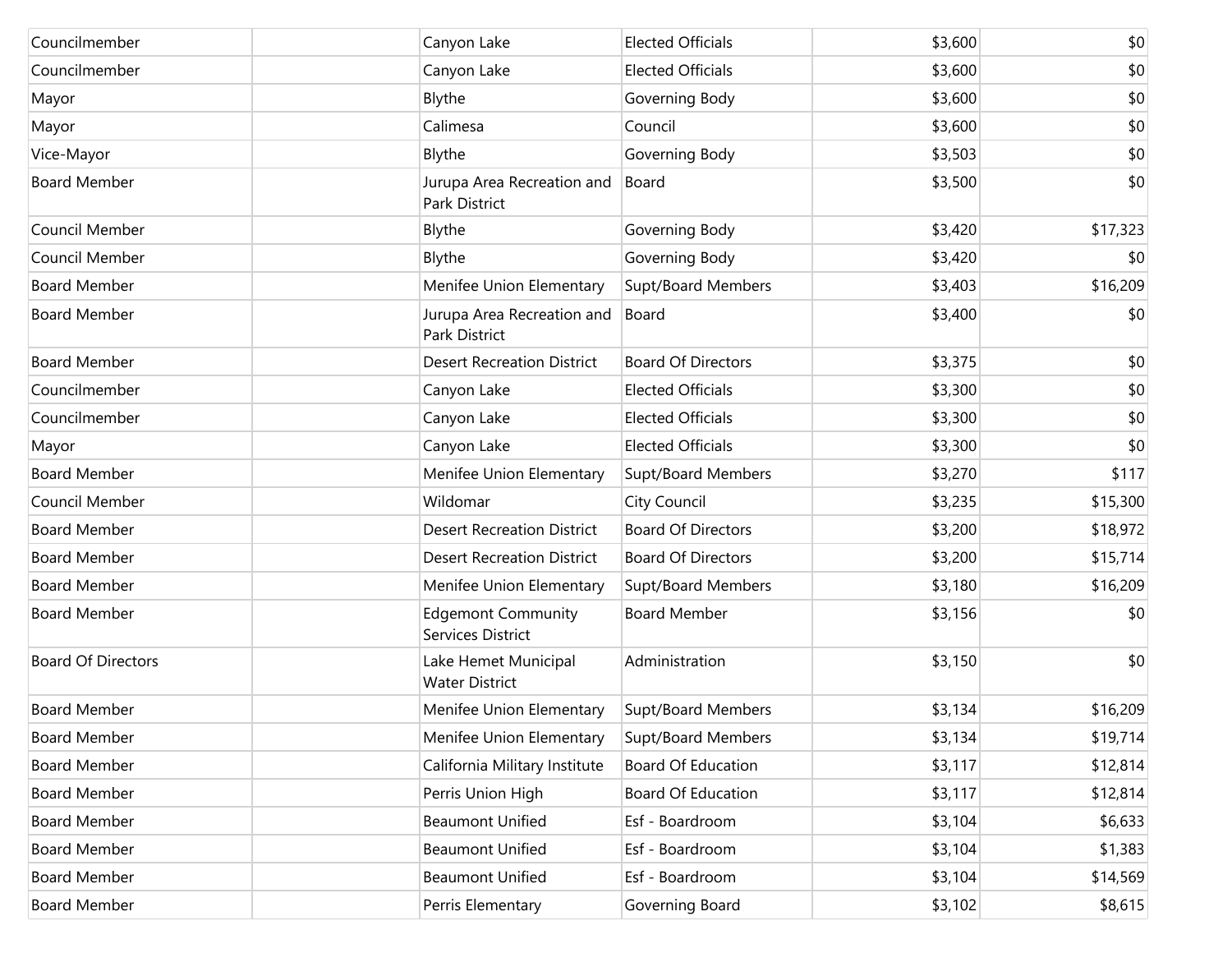| | | | | | |
|---|---|---|---|---|---|
| Councilmember | | Canyon Lake | Elected Officials | $3,600 | $0 |
| Councilmember | | Canyon Lake | Elected Officials | $3,600 | $0 |
| Mayor | | Blythe | Governing Body | $3,600 | $0 |
| Mayor | | Calimesa | Council | $3,600 | $0 |
| Vice-Mayor | | Blythe | Governing Body | $3,503 | $0 |
| Board Member | | Jurupa Area Recreation and Park District | Board | $3,500 | $0 |
| Council Member | | Blythe | Governing Body | $3,420 | $17,323 |
| Council Member | | Blythe | Governing Body | $3,420 | $0 |
| Board Member | | Menifee Union Elementary | Supt/Board Members | $3,403 | $16,209 |
| Board Member | | Jurupa Area Recreation and Park District | Board | $3,400 | $0 |
| Board Member | | Desert Recreation District | Board Of Directors | $3,375 | $0 |
| Councilmember | | Canyon Lake | Elected Officials | $3,300 | $0 |
| Councilmember | | Canyon Lake | Elected Officials | $3,300 | $0 |
| Mayor | | Canyon Lake | Elected Officials | $3,300 | $0 |
| Board Member | | Menifee Union Elementary | Supt/Board Members | $3,270 | $117 |
| Council Member | | Wildomar | City Council | $3,235 | $15,300 |
| Board Member | | Desert Recreation District | Board Of Directors | $3,200 | $18,972 |
| Board Member | | Desert Recreation District | Board Of Directors | $3,200 | $15,714 |
| Board Member | | Menifee Union Elementary | Supt/Board Members | $3,180 | $16,209 |
| Board Member | | Edgemont Community Services District | Board Member | $3,156 | $0 |
| Board Of Directors | | Lake Hemet Municipal Water District | Administration | $3,150 | $0 |
| Board Member | | Menifee Union Elementary | Supt/Board Members | $3,134 | $16,209 |
| Board Member | | Menifee Union Elementary | Supt/Board Members | $3,134 | $19,714 |
| Board Member | | California Military Institute | Board Of Education | $3,117 | $12,814 |
| Board Member | | Perris Union High | Board Of Education | $3,117 | $12,814 |
| Board Member | | Beaumont Unified | Esf - Boardroom | $3,104 | $6,633 |
| Board Member | | Beaumont Unified | Esf - Boardroom | $3,104 | $1,383 |
| Board Member | | Beaumont Unified | Esf - Boardroom | $3,104 | $14,569 |
| Board Member | | Perris Elementary | Governing Board | $3,102 | $8,615 |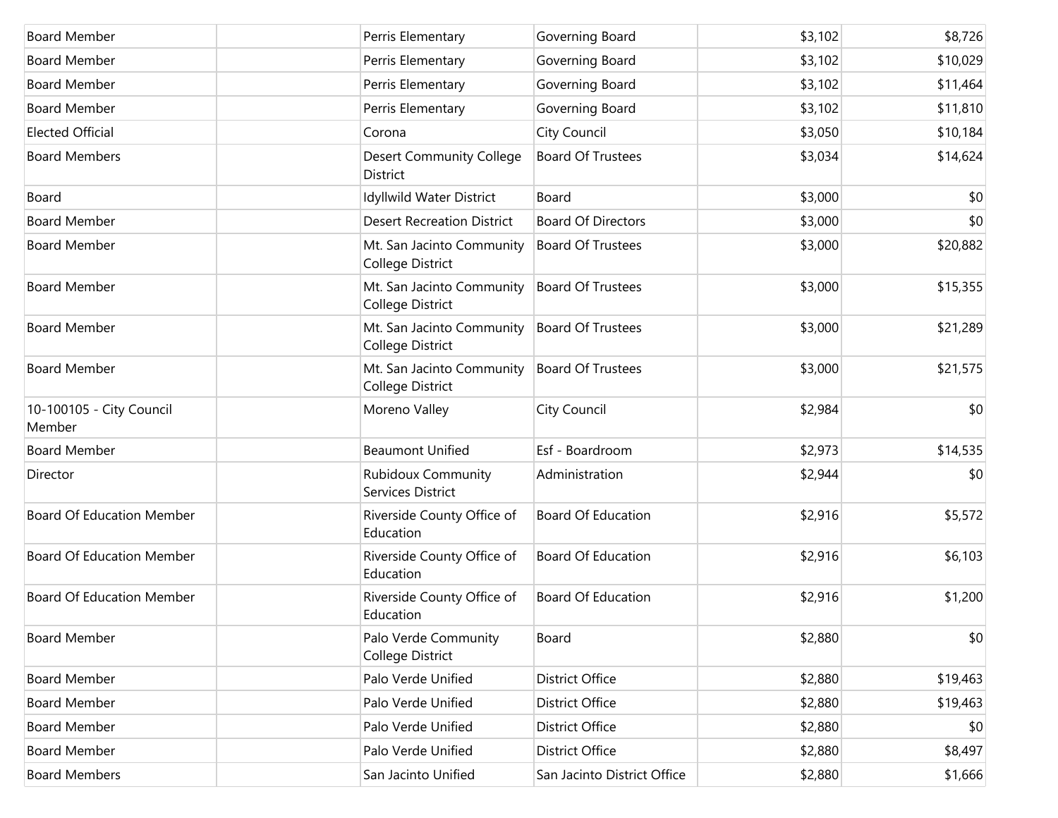| | | | | | |
|---|---|---|---|---|---|
| Board Member | | Perris Elementary | Governing Board | $3,102 | $8,726 |
| Board Member | | Perris Elementary | Governing Board | $3,102 | $10,029 |
| Board Member | | Perris Elementary | Governing Board | $3,102 | $11,464 |
| Board Member | | Perris Elementary | Governing Board | $3,102 | $11,810 |
| Elected Official | | Corona | City Council | $3,050 | $10,184 |
| Board Members | | Desert Community College District | Board Of Trustees | $3,034 | $14,624 |
| Board | | Idyllwild Water District | Board | $3,000 | $0 |
| Board Member | | Desert Recreation District | Board Of Directors | $3,000 | $0 |
| Board Member | | Mt. San Jacinto Community College District | Board Of Trustees | $3,000 | $20,882 |
| Board Member | | Mt. San Jacinto Community College District | Board Of Trustees | $3,000 | $15,355 |
| Board Member | | Mt. San Jacinto Community College District | Board Of Trustees | $3,000 | $21,289 |
| Board Member | | Mt. San Jacinto Community College District | Board Of Trustees | $3,000 | $21,575 |
| 10-100105 - City Council Member | | Moreno Valley | City Council | $2,984 | $0 |
| Board Member | | Beaumont Unified | Esf - Boardroom | $2,973 | $14,535 |
| Director | | Rubidoux Community Services District | Administration | $2,944 | $0 |
| Board Of Education Member | | Riverside County Office of Education | Board Of Education | $2,916 | $5,572 |
| Board Of Education Member | | Riverside County Office of Education | Board Of Education | $2,916 | $6,103 |
| Board Of Education Member | | Riverside County Office of Education | Board Of Education | $2,916 | $1,200 |
| Board Member | | Palo Verde Community College District | Board | $2,880 | $0 |
| Board Member | | Palo Verde Unified | District Office | $2,880 | $19,463 |
| Board Member | | Palo Verde Unified | District Office | $2,880 | $19,463 |
| Board Member | | Palo Verde Unified | District Office | $2,880 | $0 |
| Board Member | | Palo Verde Unified | District Office | $2,880 | $8,497 |
| Board Members | | San Jacinto Unified | San Jacinto District Office | $2,880 | $1,666 |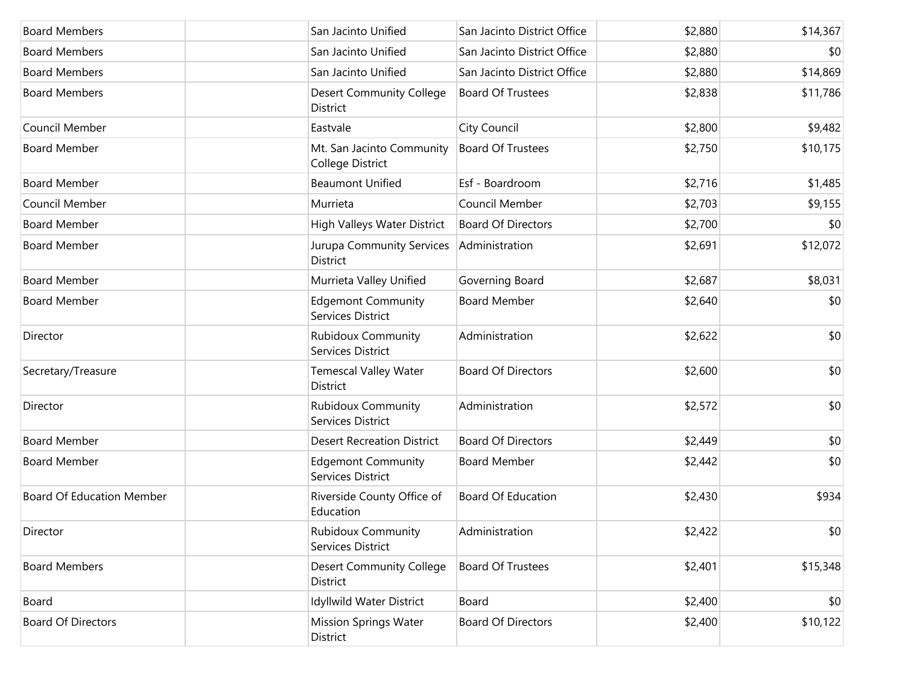| | | | | | |
|---|---|---|---|---|---|
| Board Members | | San Jacinto Unified | San Jacinto District Office | $2,880 | $14,367 |
| Board Members | | San Jacinto Unified | San Jacinto District Office | $2,880 | $0 |
| Board Members | | San Jacinto Unified | San Jacinto District Office | $2,880 | $14,869 |
| Board Members | | Desert Community College District | Board Of Trustees | $2,838 | $11,786 |
| Council Member | | Eastvale | City Council | $2,800 | $9,482 |
| Board Member | | Mt. San Jacinto Community College District | Board Of Trustees | $2,750 | $10,175 |
| Board Member | | Beaumont Unified | Esf - Boardroom | $2,716 | $1,485 |
| Council Member | | Murrieta | Council Member | $2,703 | $9,155 |
| Board Member | | High Valleys Water District | Board Of Directors | $2,700 | $0 |
| Board Member | | Jurupa Community Services District | Administration | $2,691 | $12,072 |
| Board Member | | Murrieta Valley Unified | Governing Board | $2,687 | $8,031 |
| Board Member | | Edgemont Community Services District | Board Member | $2,640 | $0 |
| Director | | Rubidoux Community Services District | Administration | $2,622 | $0 |
| Secretary/Treasure | | Temescal Valley Water District | Board Of Directors | $2,600 | $0 |
| Director | | Rubidoux Community Services District | Administration | $2,572 | $0 |
| Board Member | | Desert Recreation District | Board Of Directors | $2,449 | $0 |
| Board Member | | Edgemont Community Services District | Board Member | $2,442 | $0 |
| Board Of Education Member | | Riverside County Office of Education | Board Of Education | $2,430 | $934 |
| Director | | Rubidoux Community Services District | Administration | $2,422 | $0 |
| Board Members | | Desert Community College District | Board Of Trustees | $2,401 | $15,348 |
| Board | | Idyllwild Water District | Board | $2,400 | $0 |
| Board Of Directors | | Mission Springs Water District | Board Of Directors | $2,400 | $10,122 |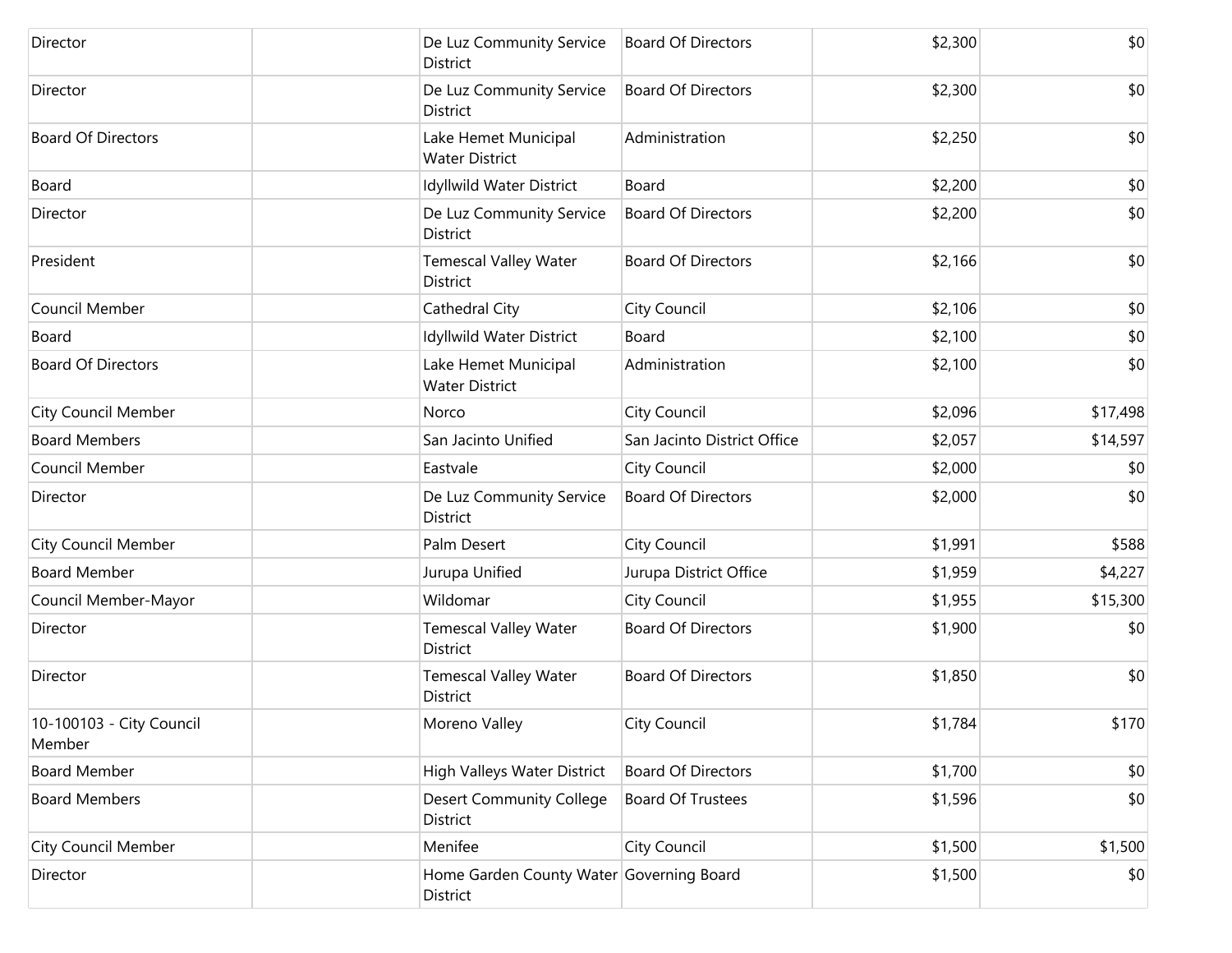| | | | | | |
|---|---|---|---|---|---|
| Director | | De Luz Community Service District | Board Of Directors | $2,300 | $0 |
| Director | | De Luz Community Service District | Board Of Directors | $2,300 | $0 |
| Board Of Directors | | Lake Hemet Municipal Water District | Administration | $2,250 | $0 |
| Board | | Idyllwild Water District | Board | $2,200 | $0 |
| Director | | De Luz Community Service District | Board Of Directors | $2,200 | $0 |
| President | | Temescal Valley Water District | Board Of Directors | $2,166 | $0 |
| Council Member | | Cathedral City | City Council | $2,106 | $0 |
| Board | | Idyllwild Water District | Board | $2,100 | $0 |
| Board Of Directors | | Lake Hemet Municipal Water District | Administration | $2,100 | $0 |
| City Council Member | | Norco | City Council | $2,096 | $17,498 |
| Board Members | | San Jacinto Unified | San Jacinto District Office | $2,057 | $14,597 |
| Council Member | | Eastvale | City Council | $2,000 | $0 |
| Director | | De Luz Community Service District | Board Of Directors | $2,000 | $0 |
| City Council Member | | Palm Desert | City Council | $1,991 | $588 |
| Board Member | | Jurupa Unified | Jurupa District Office | $1,959 | $4,227 |
| Council Member-Mayor | | Wildomar | City Council | $1,955 | $15,300 |
| Director | | Temescal Valley Water District | Board Of Directors | $1,900 | $0 |
| Director | | Temescal Valley Water District | Board Of Directors | $1,850 | $0 |
| 10-100103 - City Council Member | | Moreno Valley | City Council | $1,784 | $170 |
| Board Member | | High Valleys Water District | Board Of Directors | $1,700 | $0 |
| Board Members | | Desert Community College District | Board Of Trustees | $1,596 | $0 |
| City Council Member | | Menifee | City Council | $1,500 | $1,500 |
| Director | | Home Garden County Water District | Governing Board | $1,500 | $0 |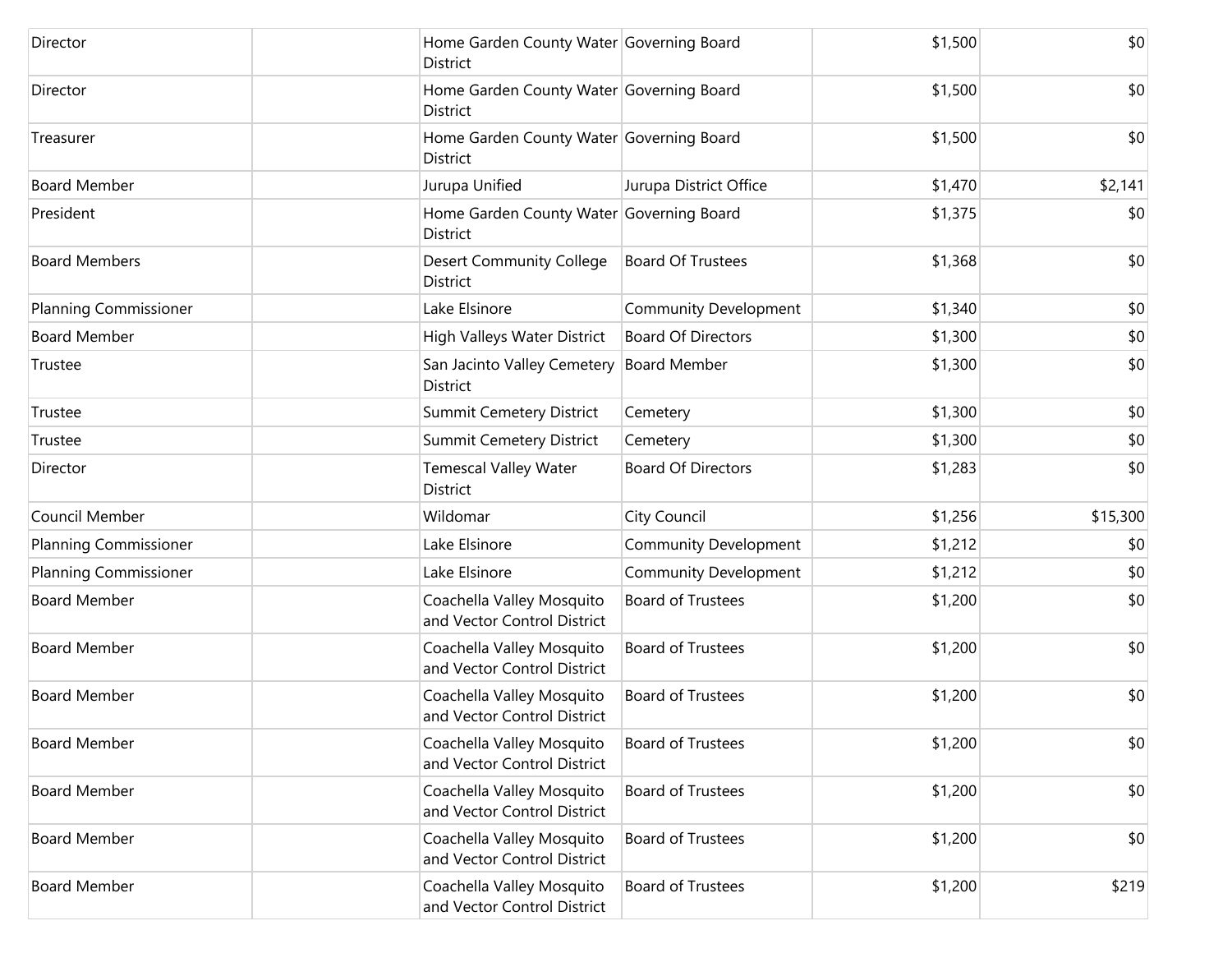| | | | | | |
|---|---|---|---|---|---|
| Director | | Home Garden County Water District | Governing Board | $1,500 | $0 |
| Director | | Home Garden County Water District | Governing Board | $1,500 | $0 |
| Treasurer | | Home Garden County Water District | Governing Board | $1,500 | $0 |
| Board Member | | Jurupa Unified | Jurupa District Office | $1,470 | $2,141 |
| President | | Home Garden County Water District | Governing Board | $1,375 | $0 |
| Board Members | | Desert Community College District | Board Of Trustees | $1,368 | $0 |
| Planning Commissioner | | Lake Elsinore | Community Development | $1,340 | $0 |
| Board Member | | High Valleys Water District | Board Of Directors | $1,300 | $0 |
| Trustee | | San Jacinto Valley Cemetery District | Board Member | $1,300 | $0 |
| Trustee | | Summit Cemetery District | Cemetery | $1,300 | $0 |
| Trustee | | Summit Cemetery District | Cemetery | $1,300 | $0 |
| Director | | Temescal Valley Water District | Board Of Directors | $1,283 | $0 |
| Council Member | | Wildomar | City Council | $1,256 | $15,300 |
| Planning Commissioner | | Lake Elsinore | Community Development | $1,212 | $0 |
| Planning Commissioner | | Lake Elsinore | Community Development | $1,212 | $0 |
| Board Member | | Coachella Valley Mosquito and Vector Control District | Board of Trustees | $1,200 | $0 |
| Board Member | | Coachella Valley Mosquito and Vector Control District | Board of Trustees | $1,200 | $0 |
| Board Member | | Coachella Valley Mosquito and Vector Control District | Board of Trustees | $1,200 | $0 |
| Board Member | | Coachella Valley Mosquito and Vector Control District | Board of Trustees | $1,200 | $0 |
| Board Member | | Coachella Valley Mosquito and Vector Control District | Board of Trustees | $1,200 | $0 |
| Board Member | | Coachella Valley Mosquito and Vector Control District | Board of Trustees | $1,200 | $0 |
| Board Member | | Coachella Valley Mosquito and Vector Control District | Board of Trustees | $1,200 | $219 |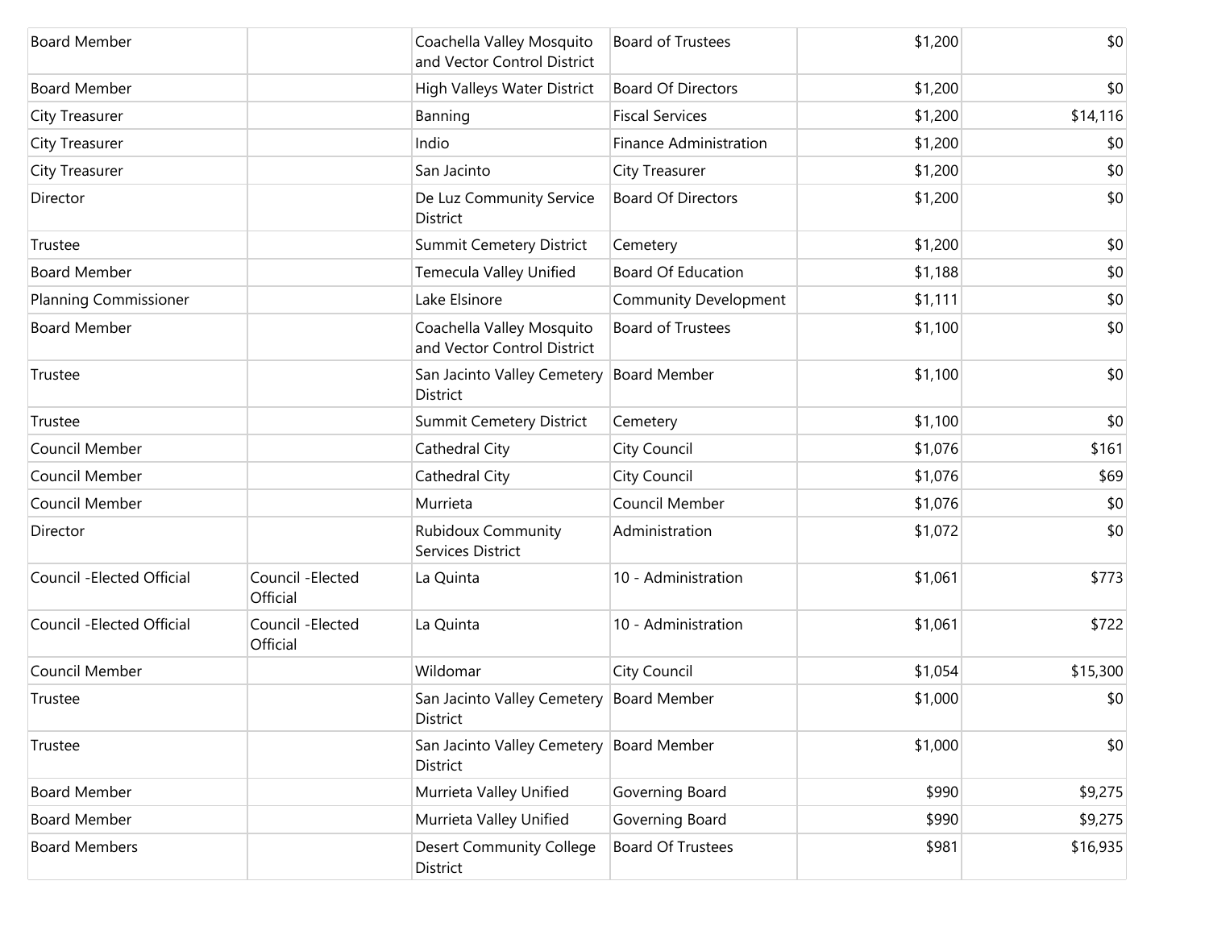| | | | | | |
|---|---|---|---|---|---|
| Board Member | | Coachella Valley Mosquito and Vector Control District | Board of Trustees | $1,200 | $0 |
| Board Member | | High Valleys Water District | Board Of Directors | $1,200 | $0 |
| City Treasurer | | Banning | Fiscal Services | $1,200 | $14,116 |
| City Treasurer | | Indio | Finance Administration | $1,200 | $0 |
| City Treasurer | | San Jacinto | City Treasurer | $1,200 | $0 |
| Director | | De Luz Community Service District | Board Of Directors | $1,200 | $0 |
| Trustee | | Summit Cemetery District | Cemetery | $1,200 | $0 |
| Board Member | | Temecula Valley Unified | Board Of Education | $1,188 | $0 |
| Planning Commissioner | | Lake Elsinore | Community Development | $1,111 | $0 |
| Board Member | | Coachella Valley Mosquito and Vector Control District | Board of Trustees | $1,100 | $0 |
| Trustee | | San Jacinto Valley Cemetery District | Board Member | $1,100 | $0 |
| Trustee | | Summit Cemetery District | Cemetery | $1,100 | $0 |
| Council Member | | Cathedral City | City Council | $1,076 | $161 |
| Council Member | | Cathedral City | City Council | $1,076 | $69 |
| Council Member | | Murrieta | Council Member | $1,076 | $0 |
| Director | | Rubidoux Community Services District | Administration | $1,072 | $0 |
| Council -Elected Official | Council -Elected Official | La Quinta | 10 - Administration | $1,061 | $773 |
| Council -Elected Official | Council -Elected Official | La Quinta | 10 - Administration | $1,061 | $722 |
| Council Member | | Wildomar | City Council | $1,054 | $15,300 |
| Trustee | | San Jacinto Valley Cemetery District | Board Member | $1,000 | $0 |
| Trustee | | San Jacinto Valley Cemetery District | Board Member | $1,000 | $0 |
| Board Member | | Murrieta Valley Unified | Governing Board | $990 | $9,275 |
| Board Member | | Murrieta Valley Unified | Governing Board | $990 | $9,275 |
| Board Members | | Desert Community College District | Board Of Trustees | $981 | $16,935 |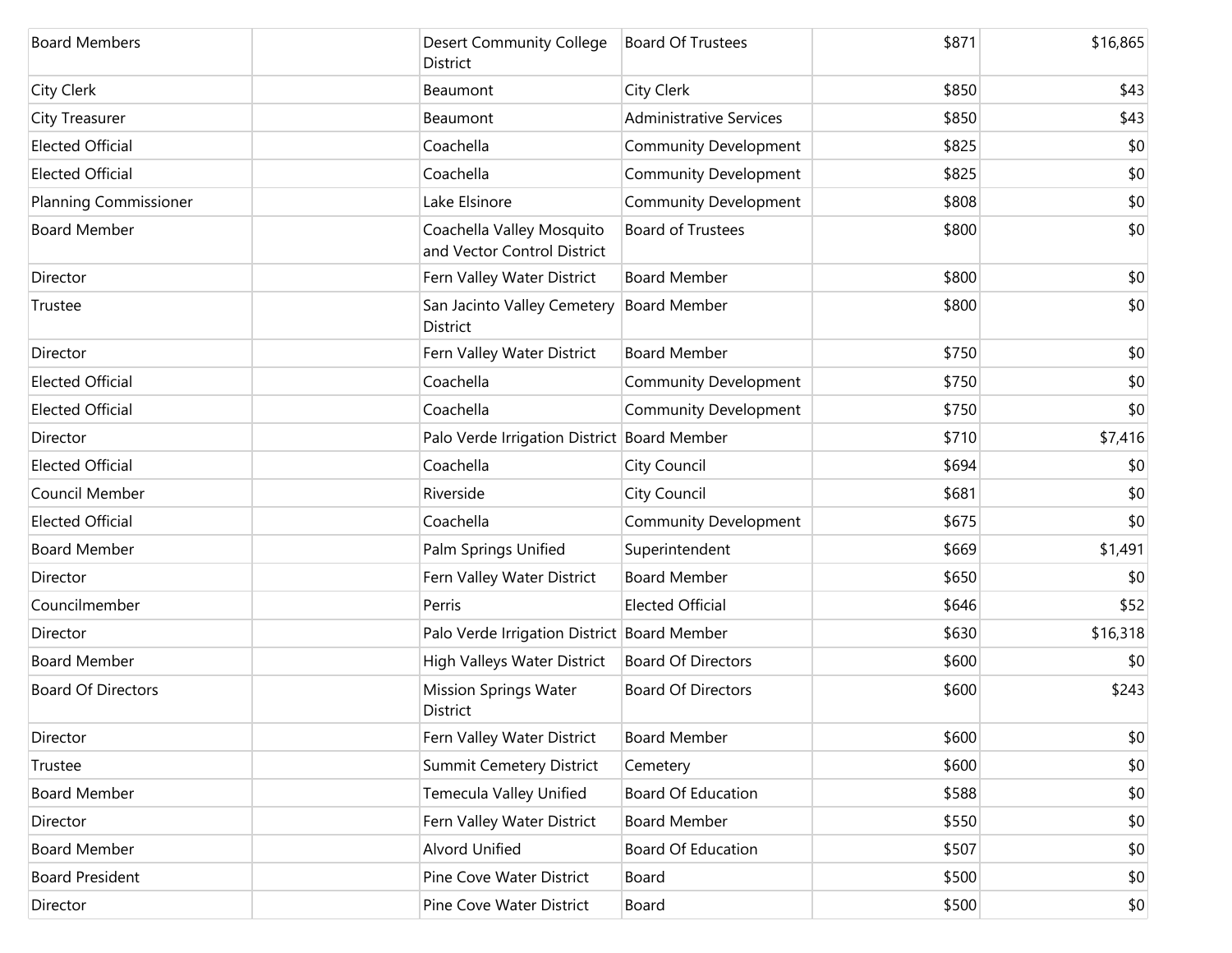| | | | | | |
|---|---|---|---|---|---|
| Board Members | | Desert Community College District | Board Of Trustees | $871 | $16,865 |
| City Clerk | | Beaumont | City Clerk | $850 | $43 |
| City Treasurer | | Beaumont | Administrative Services | $850 | $43 |
| Elected Official | | Coachella | Community Development | $825 | $0 |
| Elected Official | | Coachella | Community Development | $825 | $0 |
| Planning Commissioner | | Lake Elsinore | Community Development | $808 | $0 |
| Board Member | | Coachella Valley Mosquito and Vector Control District | Board of Trustees | $800 | $0 |
| Director | | Fern Valley Water District | Board Member | $800 | $0 |
| Trustee | | San Jacinto Valley Cemetery District | Board Member | $800 | $0 |
| Director | | Fern Valley Water District | Board Member | $750 | $0 |
| Elected Official | | Coachella | Community Development | $750 | $0 |
| Elected Official | | Coachella | Community Development | $750 | $0 |
| Director | | Palo Verde Irrigation District | Board Member | $710 | $7,416 |
| Elected Official | | Coachella | City Council | $694 | $0 |
| Council Member | | Riverside | City Council | $681 | $0 |
| Elected Official | | Coachella | Community Development | $675 | $0 |
| Board Member | | Palm Springs Unified | Superintendent | $669 | $1,491 |
| Director | | Fern Valley Water District | Board Member | $650 | $0 |
| Councilmember | | Perris | Elected Official | $646 | $52 |
| Director | | Palo Verde Irrigation District | Board Member | $630 | $16,318 |
| Board Member | | High Valleys Water District | Board Of Directors | $600 | $0 |
| Board Of Directors | | Mission Springs Water District | Board Of Directors | $600 | $243 |
| Director | | Fern Valley Water District | Board Member | $600 | $0 |
| Trustee | | Summit Cemetery District | Cemetery | $600 | $0 |
| Board Member | | Temecula Valley Unified | Board Of Education | $588 | $0 |
| Director | | Fern Valley Water District | Board Member | $550 | $0 |
| Board Member | | Alvord Unified | Board Of Education | $507 | $0 |
| Board President | | Pine Cove Water District | Board | $500 | $0 |
| Director | | Pine Cove Water District | Board | $500 | $0 |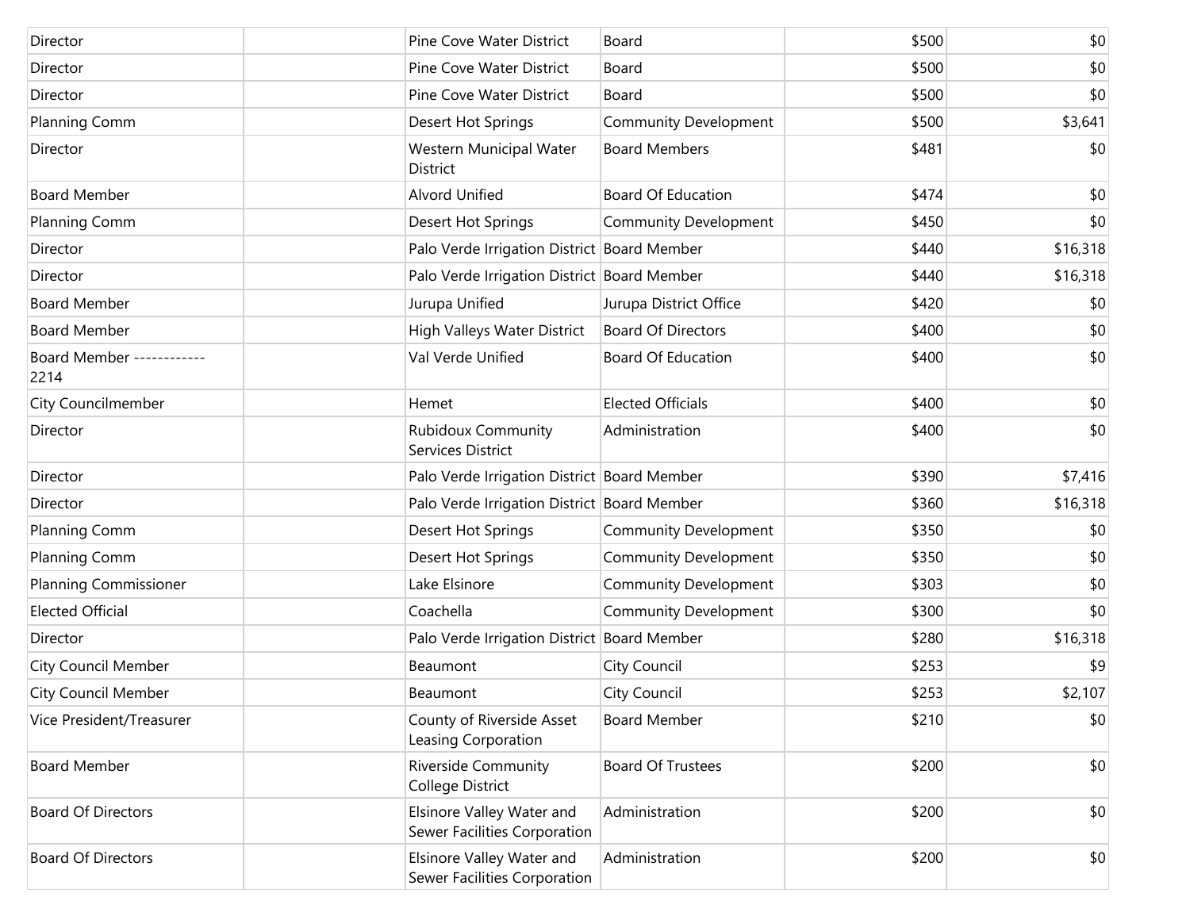| | | | | | |
|---|---|---|---|---|---|
| Director | | Pine Cove Water District | Board | $500 | $0 |
| Director | | Pine Cove Water District | Board | $500 | $0 |
| Director | | Pine Cove Water District | Board | $500 | $0 |
| Planning Comm | | Desert Hot Springs | Community Development | $500 | $3,641 |
| Director | | Western Municipal Water District | Board Members | $481 | $0 |
| Board Member | | Alvord Unified | Board Of Education | $474 | $0 |
| Planning Comm | | Desert Hot Springs | Community Development | $450 | $0 |
| Director | | Palo Verde Irrigation District | Board Member | $440 | $16,318 |
| Director | | Palo Verde Irrigation District | Board Member | $440 | $16,318 |
| Board Member | | Jurupa Unified | Jurupa District Office | $420 | $0 |
| Board Member | | High Valleys Water District | Board Of Directors | $400 | $0 |
| Board Member ------------ 2214 | | Val Verde Unified | Board Of Education | $400 | $0 |
| City Councilmember | | Hemet | Elected Officials | $400 | $0 |
| Director | | Rubidoux Community Services District | Administration | $400 | $0 |
| Director | | Palo Verde Irrigation District | Board Member | $390 | $7,416 |
| Director | | Palo Verde Irrigation District | Board Member | $360 | $16,318 |
| Planning Comm | | Desert Hot Springs | Community Development | $350 | $0 |
| Planning Comm | | Desert Hot Springs | Community Development | $350 | $0 |
| Planning Commissioner | | Lake Elsinore | Community Development | $303 | $0 |
| Elected Official | | Coachella | Community Development | $300 | $0 |
| Director | | Palo Verde Irrigation District | Board Member | $280 | $16,318 |
| City Council Member | | Beaumont | City Council | $253 | $9 |
| City Council Member | | Beaumont | City Council | $253 | $2,107 |
| Vice President/Treasurer | | County of Riverside Asset Leasing Corporation | Board Member | $210 | $0 |
| Board Member | | Riverside Community College District | Board Of Trustees | $200 | $0 |
| Board Of Directors | | Elsinore Valley Water and Sewer Facilities Corporation | Administration | $200 | $0 |
| Board Of Directors | | Elsinore Valley Water and Sewer Facilities Corporation | Administration | $200 | $0 |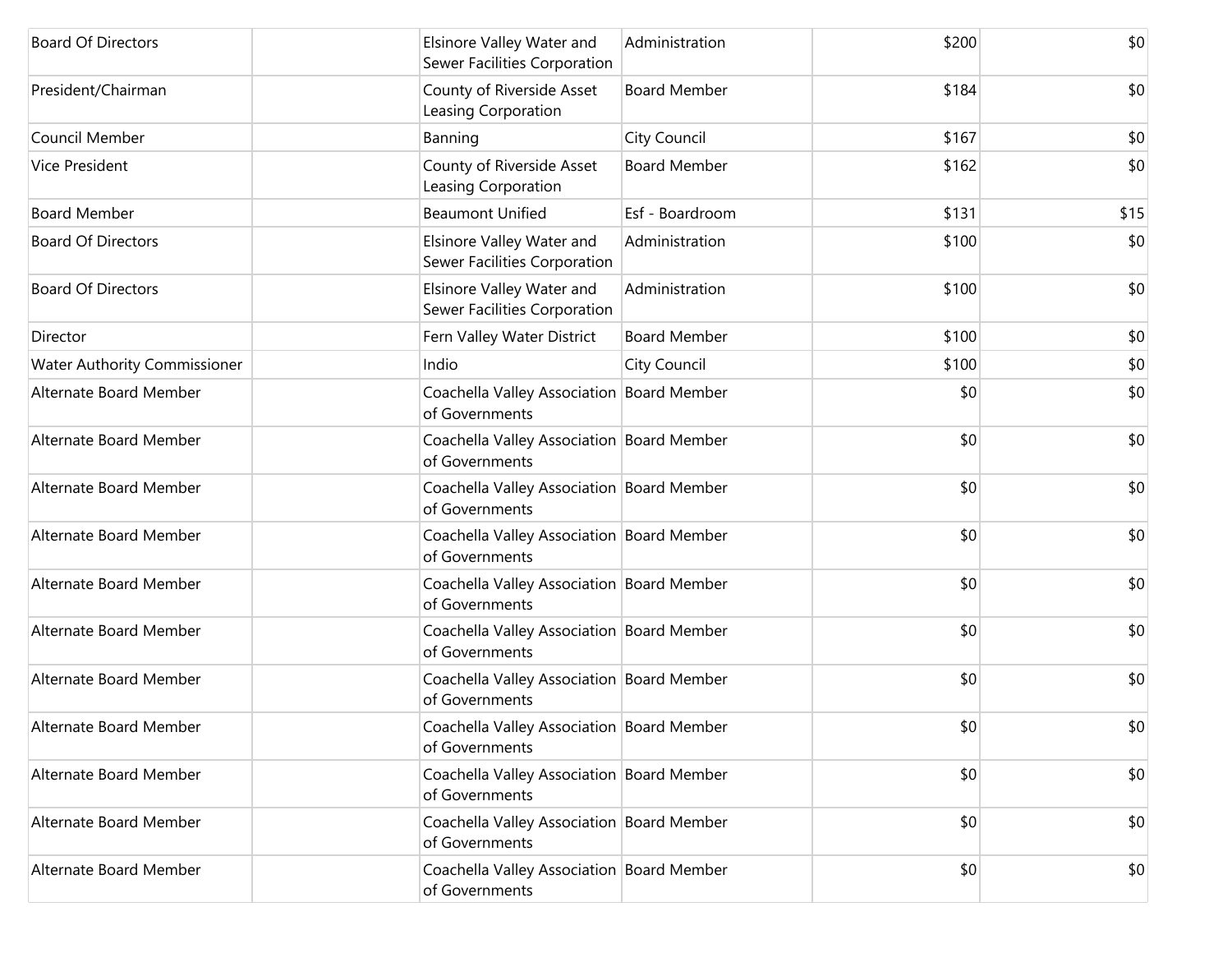| | | | | | |
|---|---|---|---|---|---|
| Board Of Directors | | Elsinore Valley Water and Sewer Facilities Corporation | Administration | $200 | $0 |
| President/Chairman | | County of Riverside Asset Leasing Corporation | Board Member | $184 | $0 |
| Council Member | | Banning | City Council | $167 | $0 |
| Vice President | | County of Riverside Asset Leasing Corporation | Board Member | $162 | $0 |
| Board Member | | Beaumont Unified | Esf - Boardroom | $131 | $15 |
| Board Of Directors | | Elsinore Valley Water and Sewer Facilities Corporation | Administration | $100 | $0 |
| Board Of Directors | | Elsinore Valley Water and Sewer Facilities Corporation | Administration | $100 | $0 |
| Director | | Fern Valley Water District | Board Member | $100 | $0 |
| Water Authority Commissioner | | Indio | City Council | $100 | $0 |
| Alternate Board Member | | Coachella Valley Association of Governments | Board Member | $0 | $0 |
| Alternate Board Member | | Coachella Valley Association of Governments | Board Member | $0 | $0 |
| Alternate Board Member | | Coachella Valley Association of Governments | Board Member | $0 | $0 |
| Alternate Board Member | | Coachella Valley Association of Governments | Board Member | $0 | $0 |
| Alternate Board Member | | Coachella Valley Association of Governments | Board Member | $0 | $0 |
| Alternate Board Member | | Coachella Valley Association of Governments | Board Member | $0 | $0 |
| Alternate Board Member | | Coachella Valley Association of Governments | Board Member | $0 | $0 |
| Alternate Board Member | | Coachella Valley Association of Governments | Board Member | $0 | $0 |
| Alternate Board Member | | Coachella Valley Association of Governments | Board Member | $0 | $0 |
| Alternate Board Member | | Coachella Valley Association of Governments | Board Member | $0 | $0 |
| Alternate Board Member | | Coachella Valley Association of Governments | Board Member | $0 | $0 |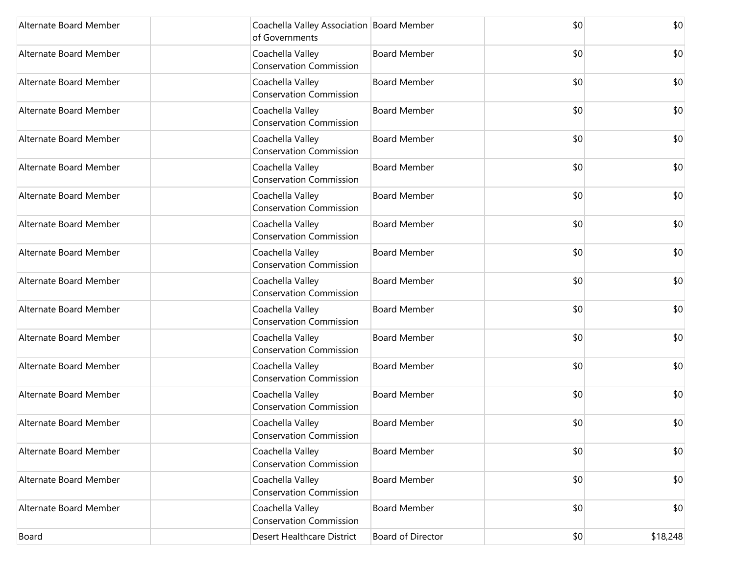| | | | | | |
|---|---|---|---|---|---|
| Alternate Board Member | | Coachella Valley Association of Governments | Board Member | $0 | $0 |
| Alternate Board Member | | Coachella Valley Conservation Commission | Board Member | $0 | $0 |
| Alternate Board Member | | Coachella Valley Conservation Commission | Board Member | $0 | $0 |
| Alternate Board Member | | Coachella Valley Conservation Commission | Board Member | $0 | $0 |
| Alternate Board Member | | Coachella Valley Conservation Commission | Board Member | $0 | $0 |
| Alternate Board Member | | Coachella Valley Conservation Commission | Board Member | $0 | $0 |
| Alternate Board Member | | Coachella Valley Conservation Commission | Board Member | $0 | $0 |
| Alternate Board Member | | Coachella Valley Conservation Commission | Board Member | $0 | $0 |
| Alternate Board Member | | Coachella Valley Conservation Commission | Board Member | $0 | $0 |
| Alternate Board Member | | Coachella Valley Conservation Commission | Board Member | $0 | $0 |
| Alternate Board Member | | Coachella Valley Conservation Commission | Board Member | $0 | $0 |
| Alternate Board Member | | Coachella Valley Conservation Commission | Board Member | $0 | $0 |
| Alternate Board Member | | Coachella Valley Conservation Commission | Board Member | $0 | $0 |
| Alternate Board Member | | Coachella Valley Conservation Commission | Board Member | $0 | $0 |
| Alternate Board Member | | Coachella Valley Conservation Commission | Board Member | $0 | $0 |
| Alternate Board Member | | Coachella Valley Conservation Commission | Board Member | $0 | $0 |
| Alternate Board Member | | Coachella Valley Conservation Commission | Board Member | $0 | $0 |
| Alternate Board Member | | Coachella Valley Conservation Commission | Board Member | $0 | $0 |
| Board | | Desert Healthcare District | Board of Director | $0 | $18,248 |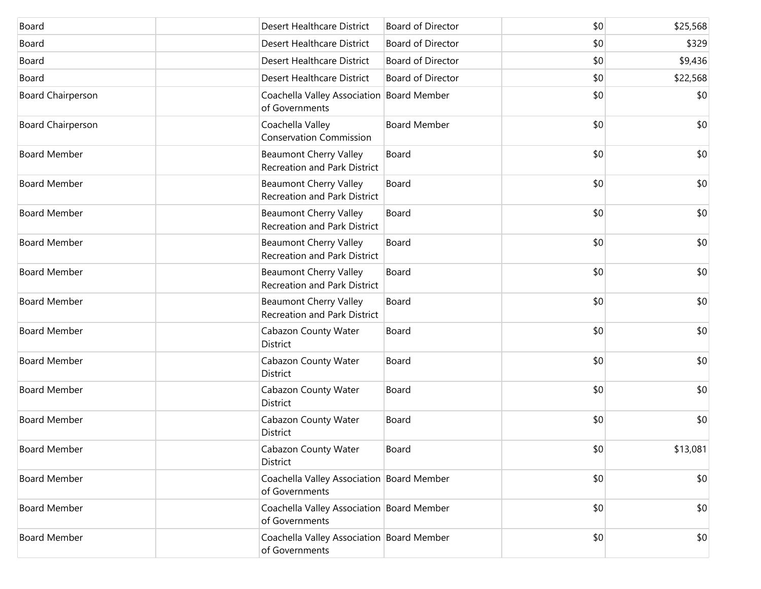| | | | | | |
|---|---|---|---|---|---|
| Board | | Desert Healthcare District | Board of Director | $0 | $25,568 |
| Board | | Desert Healthcare District | Board of Director | $0 | $329 |
| Board | | Desert Healthcare District | Board of Director | $0 | $9,436 |
| Board | | Desert Healthcare District | Board of Director | $0 | $22,568 |
| Board Chairperson | | Coachella Valley Association of Governments | Board Member | $0 | $0 |
| Board Chairperson | | Coachella Valley Conservation Commission | Board Member | $0 | $0 |
| Board Member | | Beaumont Cherry Valley Recreation and Park District | Board | $0 | $0 |
| Board Member | | Beaumont Cherry Valley Recreation and Park District | Board | $0 | $0 |
| Board Member | | Beaumont Cherry Valley Recreation and Park District | Board | $0 | $0 |
| Board Member | | Beaumont Cherry Valley Recreation and Park District | Board | $0 | $0 |
| Board Member | | Beaumont Cherry Valley Recreation and Park District | Board | $0 | $0 |
| Board Member | | Beaumont Cherry Valley Recreation and Park District | Board | $0 | $0 |
| Board Member | | Cabazon County Water District | Board | $0 | $0 |
| Board Member | | Cabazon County Water District | Board | $0 | $0 |
| Board Member | | Cabazon County Water District | Board | $0 | $0 |
| Board Member | | Cabazon County Water District | Board | $0 | $0 |
| Board Member | | Cabazon County Water District | Board | $0 | $13,081 |
| Board Member | | Coachella Valley Association of Governments | Board Member | $0 | $0 |
| Board Member | | Coachella Valley Association of Governments | Board Member | $0 | $0 |
| Board Member | | Coachella Valley Association of Governments | Board Member | $0 | $0 |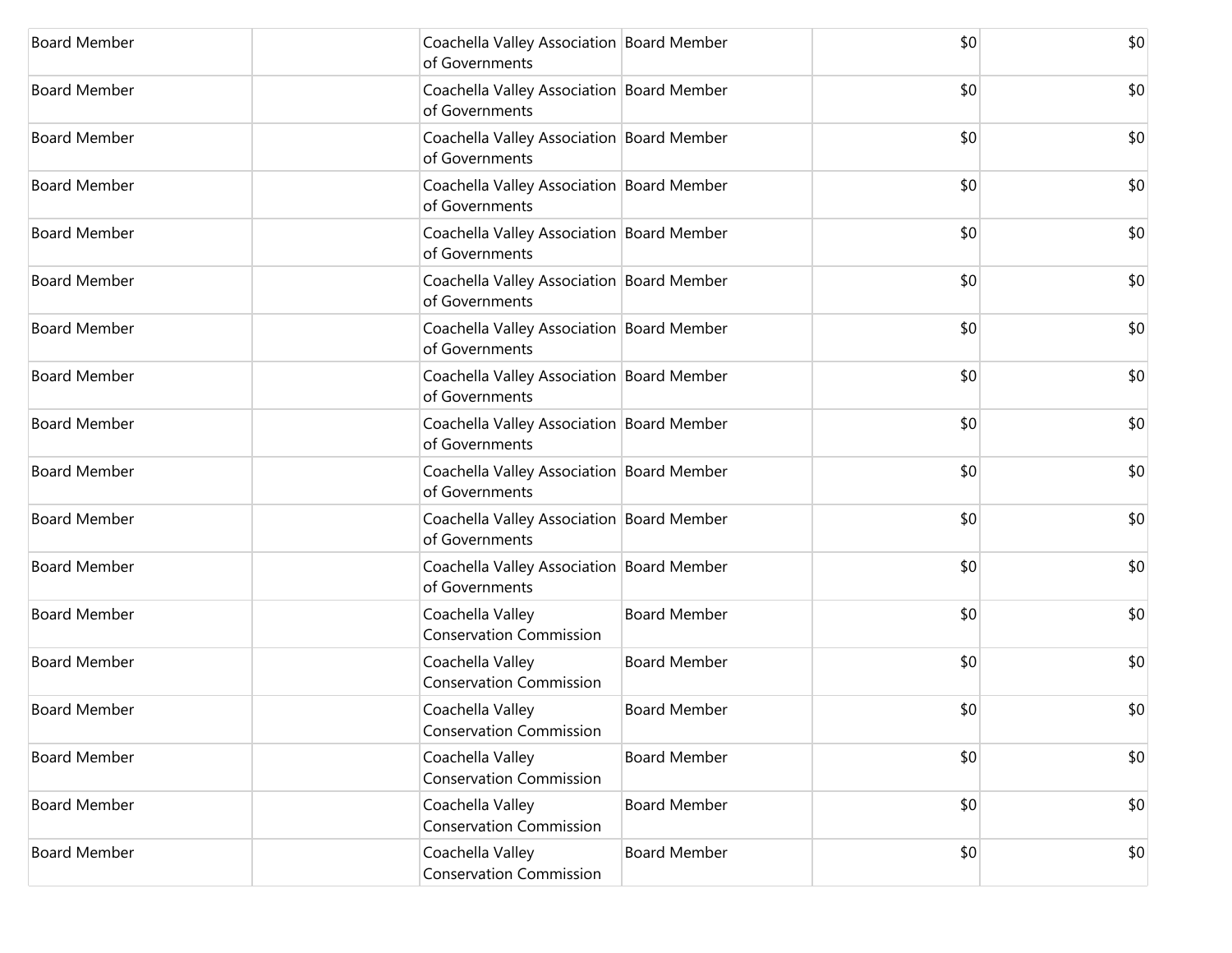| Board Member | | Coachella Valley Association of Governments | Board Member | $0 | $0 |
|---|---|---|---|---|---|
| Board Member | | Coachella Valley Association of Governments | Board Member | $0 | $0 |
| Board Member | | Coachella Valley Association of Governments | Board Member | $0 | $0 |
| Board Member | | Coachella Valley Association of Governments | Board Member | $0 | $0 |
| Board Member | | Coachella Valley Association of Governments | Board Member | $0 | $0 |
| Board Member | | Coachella Valley Association of Governments | Board Member | $0 | $0 |
| Board Member | | Coachella Valley Association of Governments | Board Member | $0 | $0 |
| Board Member | | Coachella Valley Association of Governments | Board Member | $0 | $0 |
| Board Member | | Coachella Valley Association of Governments | Board Member | $0 | $0 |
| Board Member | | Coachella Valley Association of Governments | Board Member | $0 | $0 |
| Board Member | | Coachella Valley Association of Governments | Board Member | $0 | $0 |
| Board Member | | Coachella Valley Association of Governments | Board Member | $0 | $0 |
| Board Member | | Coachella Valley Conservation Commission | Board Member | $0 | $0 |
| Board Member | | Coachella Valley Conservation Commission | Board Member | $0 | $0 |
| Board Member | | Coachella Valley Conservation Commission | Board Member | $0 | $0 |
| Board Member | | Coachella Valley Conservation Commission | Board Member | $0 | $0 |
| Board Member | | Coachella Valley Conservation Commission | Board Member | $0 | $0 |
| Board Member | | Coachella Valley Conservation Commission | Board Member | $0 | $0 |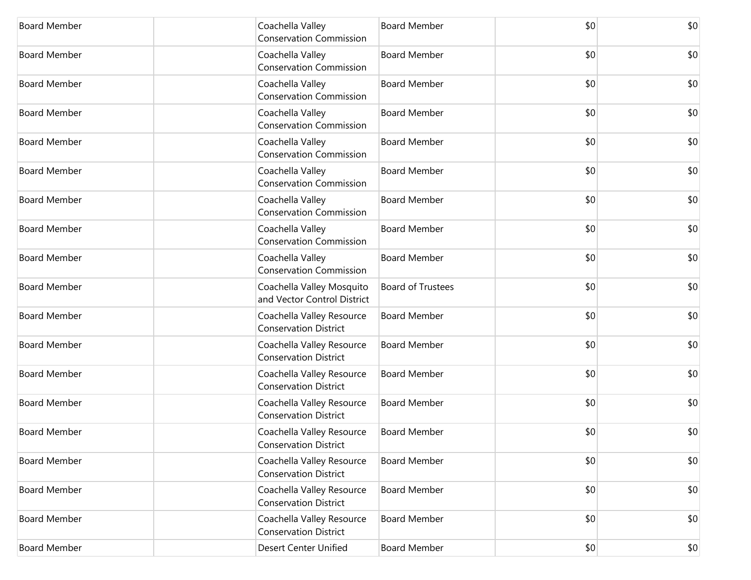| | | | | | |
|---|---|---|---|---|---|
| Board Member | | Coachella Valley Conservation Commission | Board Member | $0 | $0 |
| Board Member | | Coachella Valley Conservation Commission | Board Member | $0 | $0 |
| Board Member | | Coachella Valley Conservation Commission | Board Member | $0 | $0 |
| Board Member | | Coachella Valley Conservation Commission | Board Member | $0 | $0 |
| Board Member | | Coachella Valley Conservation Commission | Board Member | $0 | $0 |
| Board Member | | Coachella Valley Conservation Commission | Board Member | $0 | $0 |
| Board Member | | Coachella Valley Conservation Commission | Board Member | $0 | $0 |
| Board Member | | Coachella Valley Conservation Commission | Board Member | $0 | $0 |
| Board Member | | Coachella Valley Conservation Commission | Board Member | $0 | $0 |
| Board Member | | Coachella Valley Mosquito and Vector Control District | Board of Trustees | $0 | $0 |
| Board Member | | Coachella Valley Resource Conservation District | Board Member | $0 | $0 |
| Board Member | | Coachella Valley Resource Conservation District | Board Member | $0 | $0 |
| Board Member | | Coachella Valley Resource Conservation District | Board Member | $0 | $0 |
| Board Member | | Coachella Valley Resource Conservation District | Board Member | $0 | $0 |
| Board Member | | Coachella Valley Resource Conservation District | Board Member | $0 | $0 |
| Board Member | | Coachella Valley Resource Conservation District | Board Member | $0 | $0 |
| Board Member | | Coachella Valley Resource Conservation District | Board Member | $0 | $0 |
| Board Member | | Coachella Valley Resource Conservation District | Board Member | $0 | $0 |
| Board Member | | Desert Center Unified | Board Member | $0 | $0 |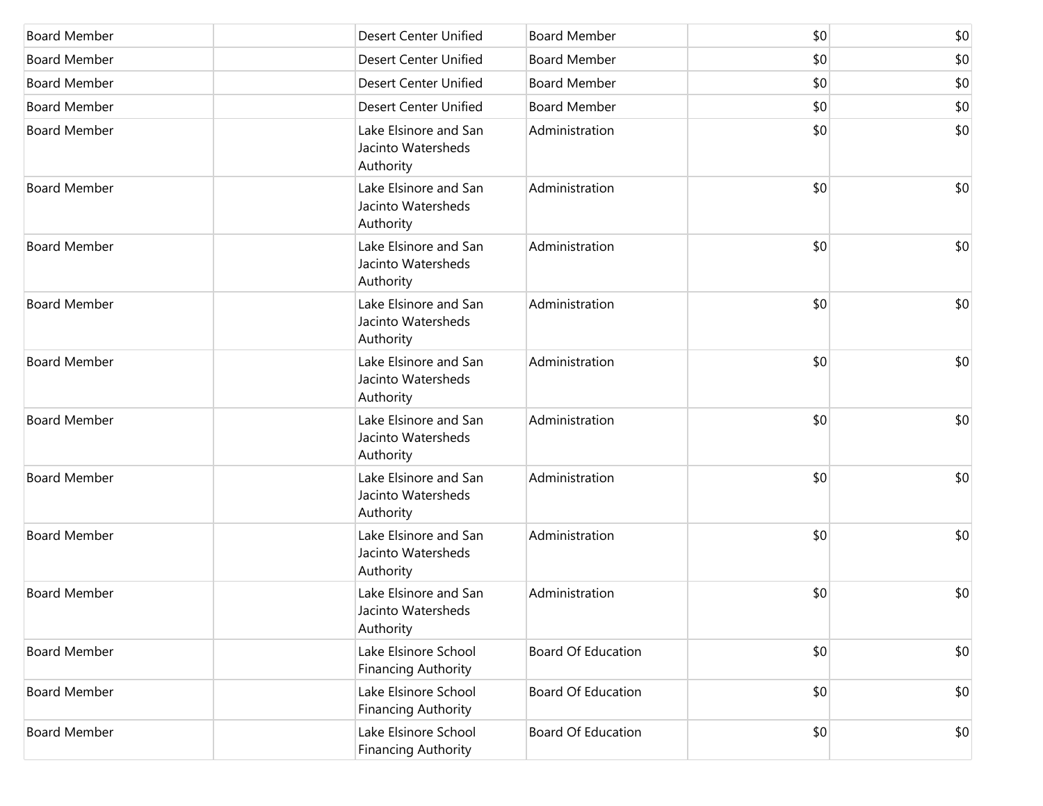| | | | | | |
|---|---|---|---|---|---|
| Board Member | | Desert Center Unified | Board Member | $0 | $0 |
| Board Member | | Desert Center Unified | Board Member | $0 | $0 |
| Board Member | | Desert Center Unified | Board Member | $0 | $0 |
| Board Member | | Desert Center Unified | Board Member | $0 | $0 |
| Board Member | | Lake Elsinore and San Jacinto Watersheds Authority | Administration | $0 | $0 |
| Board Member | | Lake Elsinore and San Jacinto Watersheds Authority | Administration | $0 | $0 |
| Board Member | | Lake Elsinore and San Jacinto Watersheds Authority | Administration | $0 | $0 |
| Board Member | | Lake Elsinore and San Jacinto Watersheds Authority | Administration | $0 | $0 |
| Board Member | | Lake Elsinore and San Jacinto Watersheds Authority | Administration | $0 | $0 |
| Board Member | | Lake Elsinore and San Jacinto Watersheds Authority | Administration | $0 | $0 |
| Board Member | | Lake Elsinore and San Jacinto Watersheds Authority | Administration | $0 | $0 |
| Board Member | | Lake Elsinore and San Jacinto Watersheds Authority | Administration | $0 | $0 |
| Board Member | | Lake Elsinore and San Jacinto Watersheds Authority | Administration | $0 | $0 |
| Board Member | | Lake Elsinore School Financing Authority | Board Of Education | $0 | $0 |
| Board Member | | Lake Elsinore School Financing Authority | Board Of Education | $0 | $0 |
| Board Member | | Lake Elsinore School Financing Authority | Board Of Education | $0 | $0 |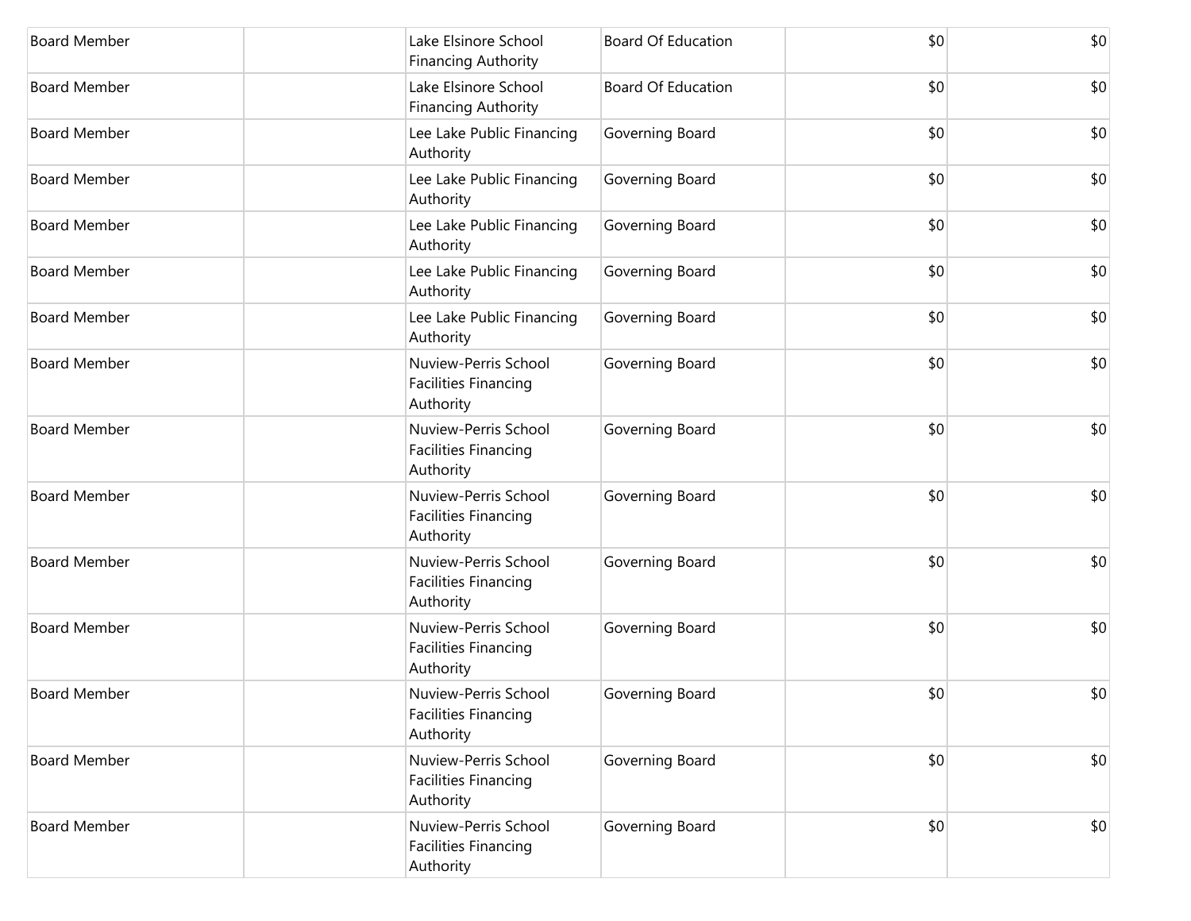| | | | | | |
|---|---|---|---|---|---|
| Board Member | | Lake Elsinore School Financing Authority | Board Of Education | $0 | $0 |
| Board Member | | Lake Elsinore School Financing Authority | Board Of Education | $0 | $0 |
| Board Member | | Lee Lake Public Financing Authority | Governing Board | $0 | $0 |
| Board Member | | Lee Lake Public Financing Authority | Governing Board | $0 | $0 |
| Board Member | | Lee Lake Public Financing Authority | Governing Board | $0 | $0 |
| Board Member | | Lee Lake Public Financing Authority | Governing Board | $0 | $0 |
| Board Member | | Lee Lake Public Financing Authority | Governing Board | $0 | $0 |
| Board Member | | Nuview-Perris School Facilities Financing Authority | Governing Board | $0 | $0 |
| Board Member | | Nuview-Perris School Facilities Financing Authority | Governing Board | $0 | $0 |
| Board Member | | Nuview-Perris School Facilities Financing Authority | Governing Board | $0 | $0 |
| Board Member | | Nuview-Perris School Facilities Financing Authority | Governing Board | $0 | $0 |
| Board Member | | Nuview-Perris School Facilities Financing Authority | Governing Board | $0 | $0 |
| Board Member | | Nuview-Perris School Facilities Financing Authority | Governing Board | $0 | $0 |
| Board Member | | Nuview-Perris School Facilities Financing Authority | Governing Board | $0 | $0 |
| Board Member | | Nuview-Perris School Facilities Financing Authority | Governing Board | $0 | $0 |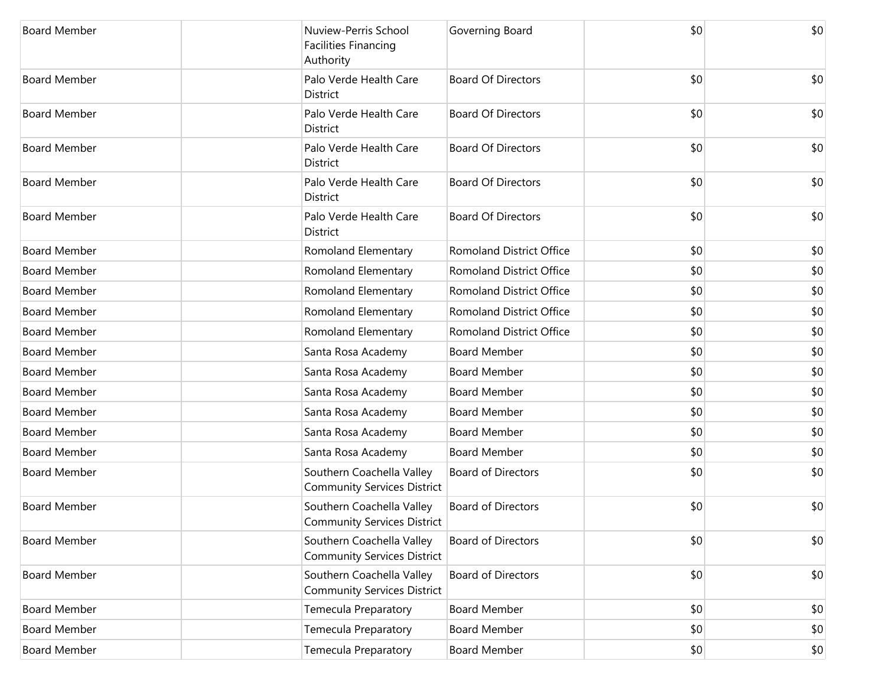| Board Member | | Nuview-Perris School Facilities Financing Authority | Governing Board | $0 | $0 |
|---|---|---|---|---|---|
| Board Member | | Palo Verde Health Care District | Board Of Directors | $0 | $0 |
| Board Member | | Palo Verde Health Care District | Board Of Directors | $0 | $0 |
| Board Member | | Palo Verde Health Care District | Board Of Directors | $0 | $0 |
| Board Member | | Palo Verde Health Care District | Board Of Directors | $0 | $0 |
| Board Member | | Palo Verde Health Care District | Board Of Directors | $0 | $0 |
| Board Member | | Romoland Elementary | Romoland District Office | $0 | $0 |
| Board Member | | Romoland Elementary | Romoland District Office | $0 | $0 |
| Board Member | | Romoland Elementary | Romoland District Office | $0 | $0 |
| Board Member | | Romoland Elementary | Romoland District Office | $0 | $0 |
| Board Member | | Romoland Elementary | Romoland District Office | $0 | $0 |
| Board Member | | Santa Rosa Academy | Board Member | $0 | $0 |
| Board Member | | Santa Rosa Academy | Board Member | $0 | $0 |
| Board Member | | Santa Rosa Academy | Board Member | $0 | $0 |
| Board Member | | Santa Rosa Academy | Board Member | $0 | $0 |
| Board Member | | Santa Rosa Academy | Board Member | $0 | $0 |
| Board Member | | Santa Rosa Academy | Board Member | $0 | $0 |
| Board Member | | Southern Coachella Valley Community Services District | Board of Directors | $0 | $0 |
| Board Member | | Southern Coachella Valley Community Services District | Board of Directors | $0 | $0 |
| Board Member | | Southern Coachella Valley Community Services District | Board of Directors | $0 | $0 |
| Board Member | | Southern Coachella Valley Community Services District | Board of Directors | $0 | $0 |
| Board Member | | Temecula Preparatory | Board Member | $0 | $0 |
| Board Member | | Temecula Preparatory | Board Member | $0 | $0 |
| Board Member | | Temecula Preparatory | Board Member | $0 | $0 |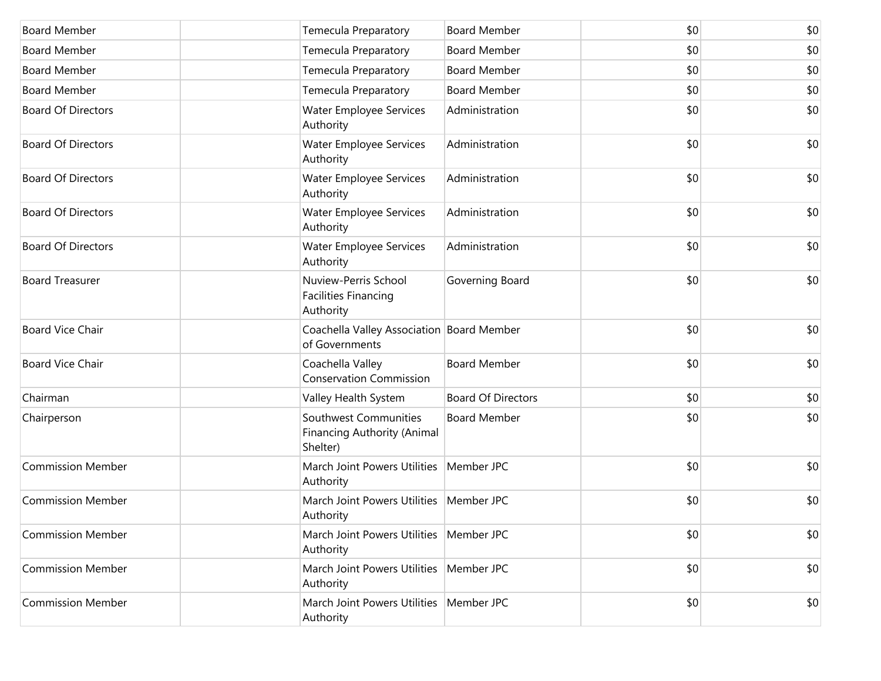| | | | | | |
|---|---|---|---|---|---|
| Board Member | | Temecula Preparatory | Board Member | $0 | $0 |
| Board Member | | Temecula Preparatory | Board Member | $0 | $0 |
| Board Member | | Temecula Preparatory | Board Member | $0 | $0 |
| Board Member | | Temecula Preparatory | Board Member | $0 | $0 |
| Board Of Directors | | Water Employee Services Authority | Administration | $0 | $0 |
| Board Of Directors | | Water Employee Services Authority | Administration | $0 | $0 |
| Board Of Directors | | Water Employee Services Authority | Administration | $0 | $0 |
| Board Of Directors | | Water Employee Services Authority | Administration | $0 | $0 |
| Board Of Directors | | Water Employee Services Authority | Administration | $0 | $0 |
| Board Treasurer | | Nuview-Perris School Facilities Financing Authority | Governing Board | $0 | $0 |
| Board Vice Chair | | Coachella Valley Association of Governments | Board Member | $0 | $0 |
| Board Vice Chair | | Coachella Valley Conservation Commission | Board Member | $0 | $0 |
| Chairman | | Valley Health System | Board Of Directors | $0 | $0 |
| Chairperson | | Southwest Communities Financing Authority (Animal Shelter) | Board Member | $0 | $0 |
| Commission Member | | March Joint Powers Utilities Authority | Member JPC | $0 | $0 |
| Commission Member | | March Joint Powers Utilities Authority | Member JPC | $0 | $0 |
| Commission Member | | March Joint Powers Utilities Authority | Member JPC | $0 | $0 |
| Commission Member | | March Joint Powers Utilities Authority | Member JPC | $0 | $0 |
| Commission Member | | March Joint Powers Utilities Authority | Member JPC | $0 | $0 |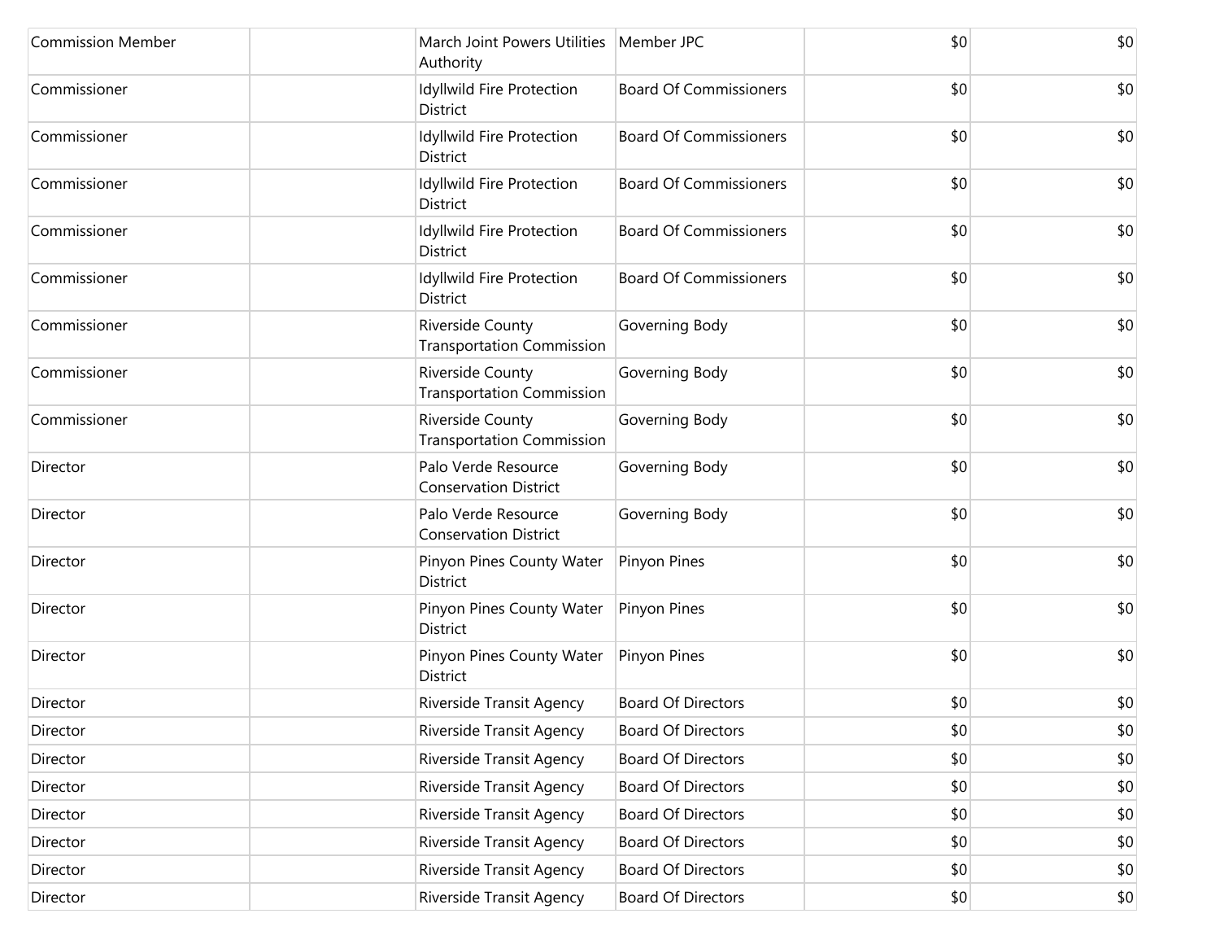| | | | | | |
|---|---|---|---|---|---|
| Commission Member | | March Joint Powers Utilities Authority | Member JPC | $0 | $0 |
| Commissioner | | Idyllwild Fire Protection District | Board Of Commissioners | $0 | $0 |
| Commissioner | | Idyllwild Fire Protection District | Board Of Commissioners | $0 | $0 |
| Commissioner | | Idyllwild Fire Protection District | Board Of Commissioners | $0 | $0 |
| Commissioner | | Idyllwild Fire Protection District | Board Of Commissioners | $0 | $0 |
| Commissioner | | Idyllwild Fire Protection District | Board Of Commissioners | $0 | $0 |
| Commissioner | | Riverside County Transportation Commission | Governing Body | $0 | $0 |
| Commissioner | | Riverside County Transportation Commission | Governing Body | $0 | $0 |
| Commissioner | | Riverside County Transportation Commission | Governing Body | $0 | $0 |
| Director | | Palo Verde Resource Conservation District | Governing Body | $0 | $0 |
| Director | | Palo Verde Resource Conservation District | Governing Body | $0 | $0 |
| Director | | Pinyon Pines County Water District | Pinyon Pines | $0 | $0 |
| Director | | Pinyon Pines County Water District | Pinyon Pines | $0 | $0 |
| Director | | Pinyon Pines County Water District | Pinyon Pines | $0 | $0 |
| Director | | Riverside Transit Agency | Board Of Directors | $0 | $0 |
| Director | | Riverside Transit Agency | Board Of Directors | $0 | $0 |
| Director | | Riverside Transit Agency | Board Of Directors | $0 | $0 |
| Director | | Riverside Transit Agency | Board Of Directors | $0 | $0 |
| Director | | Riverside Transit Agency | Board Of Directors | $0 | $0 |
| Director | | Riverside Transit Agency | Board Of Directors | $0 | $0 |
| Director | | Riverside Transit Agency | Board Of Directors | $0 | $0 |
| Director | | Riverside Transit Agency | Board Of Directors | $0 | $0 |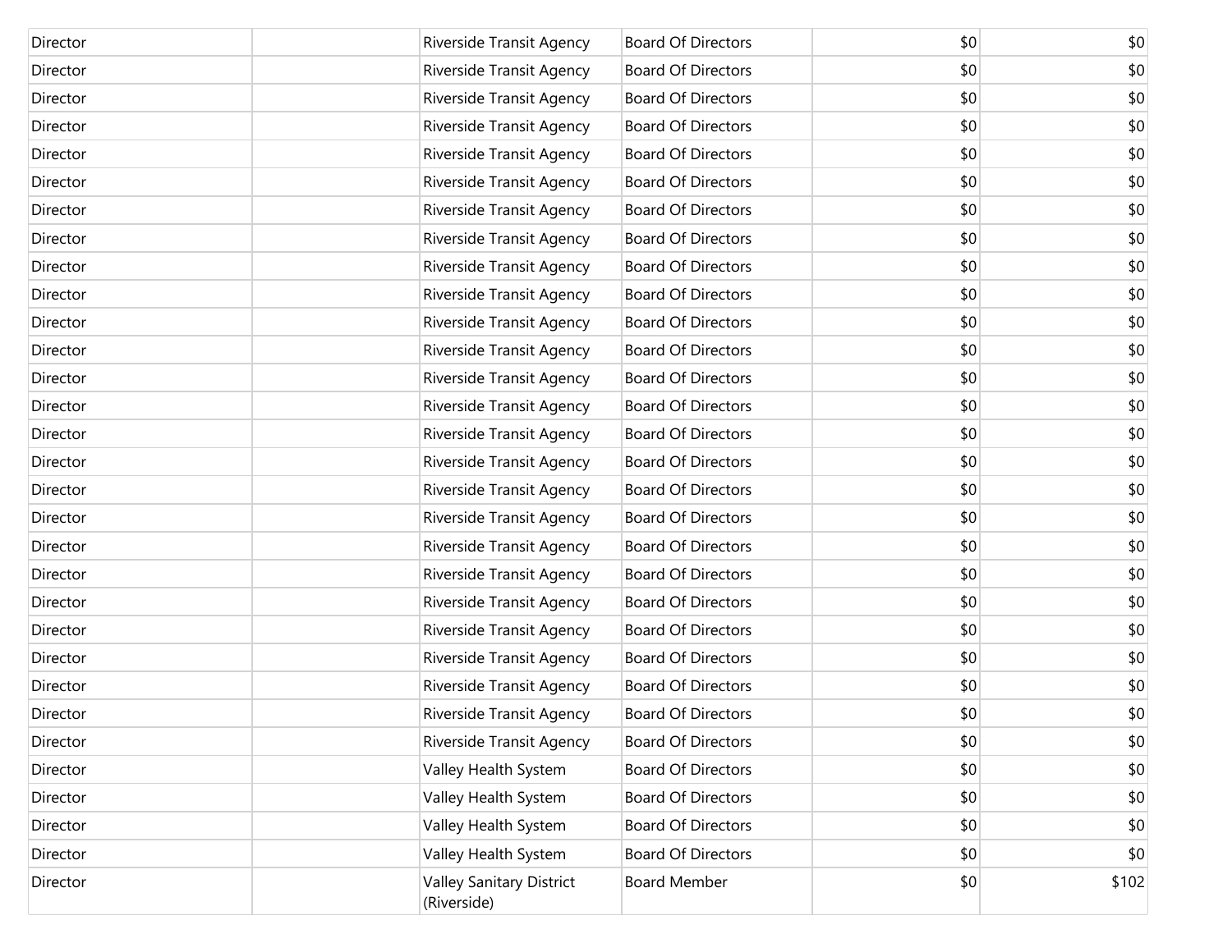| | | | | | |
|---|---|---|---|---|---|
| Director | | Riverside Transit Agency | Board Of Directors | $0 | $0 |
| Director | | Riverside Transit Agency | Board Of Directors | $0 | $0 |
| Director | | Riverside Transit Agency | Board Of Directors | $0 | $0 |
| Director | | Riverside Transit Agency | Board Of Directors | $0 | $0 |
| Director | | Riverside Transit Agency | Board Of Directors | $0 | $0 |
| Director | | Riverside Transit Agency | Board Of Directors | $0 | $0 |
| Director | | Riverside Transit Agency | Board Of Directors | $0 | $0 |
| Director | | Riverside Transit Agency | Board Of Directors | $0 | $0 |
| Director | | Riverside Transit Agency | Board Of Directors | $0 | $0 |
| Director | | Riverside Transit Agency | Board Of Directors | $0 | $0 |
| Director | | Riverside Transit Agency | Board Of Directors | $0 | $0 |
| Director | | Riverside Transit Agency | Board Of Directors | $0 | $0 |
| Director | | Riverside Transit Agency | Board Of Directors | $0 | $0 |
| Director | | Riverside Transit Agency | Board Of Directors | $0 | $0 |
| Director | | Riverside Transit Agency | Board Of Directors | $0 | $0 |
| Director | | Riverside Transit Agency | Board Of Directors | $0 | $0 |
| Director | | Riverside Transit Agency | Board Of Directors | $0 | $0 |
| Director | | Riverside Transit Agency | Board Of Directors | $0 | $0 |
| Director | | Riverside Transit Agency | Board Of Directors | $0 | $0 |
| Director | | Riverside Transit Agency | Board Of Directors | $0 | $0 |
| Director | | Riverside Transit Agency | Board Of Directors | $0 | $0 |
| Director | | Riverside Transit Agency | Board Of Directors | $0 | $0 |
| Director | | Riverside Transit Agency | Board Of Directors | $0 | $0 |
| Director | | Riverside Transit Agency | Board Of Directors | $0 | $0 |
| Director | | Riverside Transit Agency | Board Of Directors | $0 | $0 |
| Director | | Riverside Transit Agency | Board Of Directors | $0 | $0 |
| Director | | Valley Health System | Board Of Directors | $0 | $0 |
| Director | | Valley Health System | Board Of Directors | $0 | $0 |
| Director | | Valley Health System | Board Of Directors | $0 | $0 |
| Director | | Valley Health System | Board Of Directors | $0 | $0 |
| Director | | Valley Sanitary District (Riverside) | Board Member | $0 | $102 |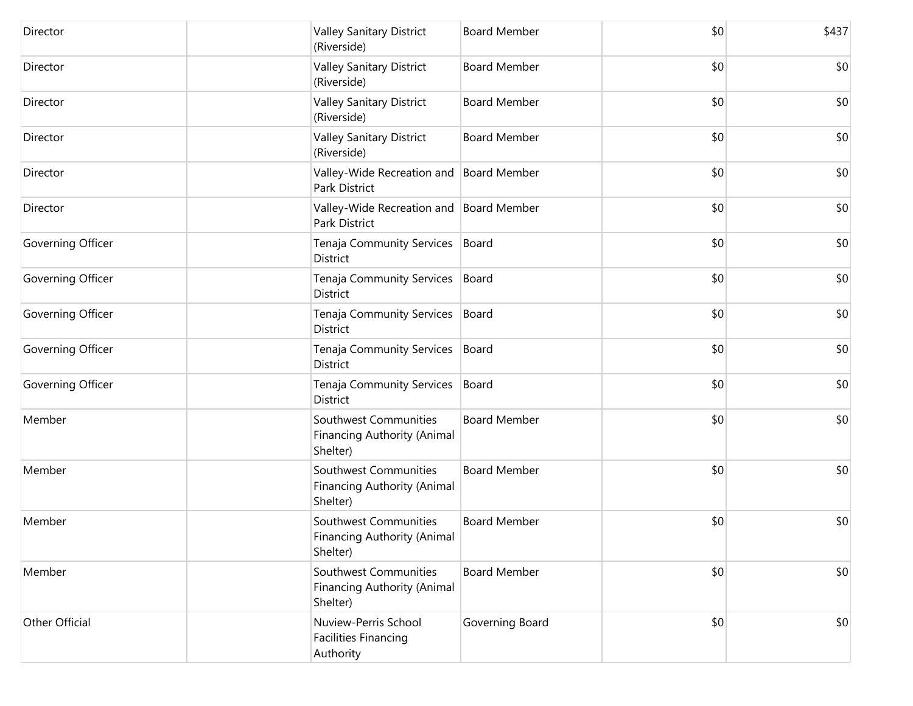| | | | | | |
|---|---|---|---|---|---|
| Director | | Valley Sanitary District (Riverside) | Board Member | $0 | $437 |
| Director | | Valley Sanitary District (Riverside) | Board Member | $0 | $0 |
| Director | | Valley Sanitary District (Riverside) | Board Member | $0 | $0 |
| Director | | Valley Sanitary District (Riverside) | Board Member | $0 | $0 |
| Director | | Valley-Wide Recreation and Park District | Board Member | $0 | $0 |
| Director | | Valley-Wide Recreation and Park District | Board Member | $0 | $0 |
| Governing Officer | | Tenaja Community Services District | Board | $0 | $0 |
| Governing Officer | | Tenaja Community Services District | Board | $0 | $0 |
| Governing Officer | | Tenaja Community Services District | Board | $0 | $0 |
| Governing Officer | | Tenaja Community Services District | Board | $0 | $0 |
| Governing Officer | | Tenaja Community Services District | Board | $0 | $0 |
| Member | | Southwest Communities Financing Authority (Animal Shelter) | Board Member | $0 | $0 |
| Member | | Southwest Communities Financing Authority (Animal Shelter) | Board Member | $0 | $0 |
| Member | | Southwest Communities Financing Authority (Animal Shelter) | Board Member | $0 | $0 |
| Member | | Southwest Communities Financing Authority (Animal Shelter) | Board Member | $0 | $0 |
| Other Official | | Nuview-Perris School Facilities Financing Authority | Governing Board | $0 | $0 |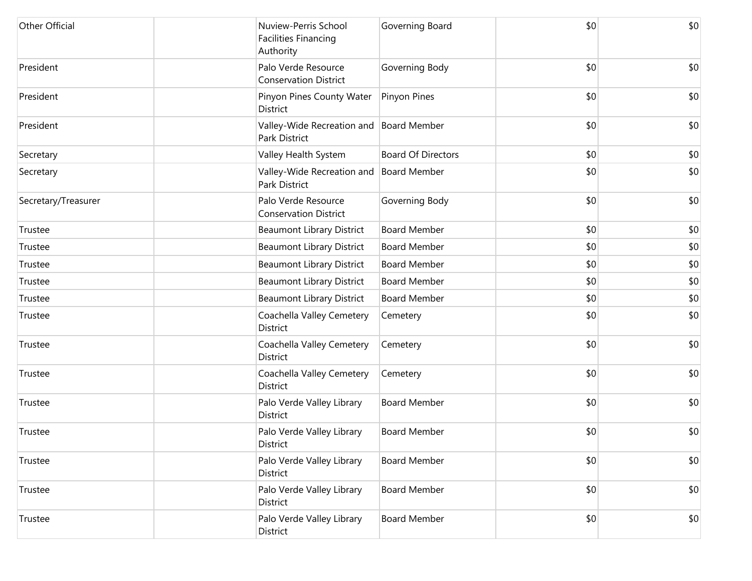| | | | | | |
|---|---|---|---|---|---|
| Other Official | | Nuview-Perris School Facilities Financing Authority | Governing Board | $0 | $0 |
| President | | Palo Verde Resource Conservation District | Governing Body | $0 | $0 |
| President | | Pinyon Pines County Water District | Pinyon Pines | $0 | $0 |
| President | | Valley-Wide Recreation and Park District | Board Member | $0 | $0 |
| Secretary | | Valley Health System | Board Of Directors | $0 | $0 |
| Secretary | | Valley-Wide Recreation and Park District | Board Member | $0 | $0 |
| Secretary/Treasurer | | Palo Verde Resource Conservation District | Governing Body | $0 | $0 |
| Trustee | | Beaumont Library District | Board Member | $0 | $0 |
| Trustee | | Beaumont Library District | Board Member | $0 | $0 |
| Trustee | | Beaumont Library District | Board Member | $0 | $0 |
| Trustee | | Beaumont Library District | Board Member | $0 | $0 |
| Trustee | | Beaumont Library District | Board Member | $0 | $0 |
| Trustee | | Coachella Valley Cemetery District | Cemetery | $0 | $0 |
| Trustee | | Coachella Valley Cemetery District | Cemetery | $0 | $0 |
| Trustee | | Coachella Valley Cemetery District | Cemetery | $0 | $0 |
| Trustee | | Palo Verde Valley Library District | Board Member | $0 | $0 |
| Trustee | | Palo Verde Valley Library District | Board Member | $0 | $0 |
| Trustee | | Palo Verde Valley Library District | Board Member | $0 | $0 |
| Trustee | | Palo Verde Valley Library District | Board Member | $0 | $0 |
| Trustee | | Palo Verde Valley Library District | Board Member | $0 | $0 |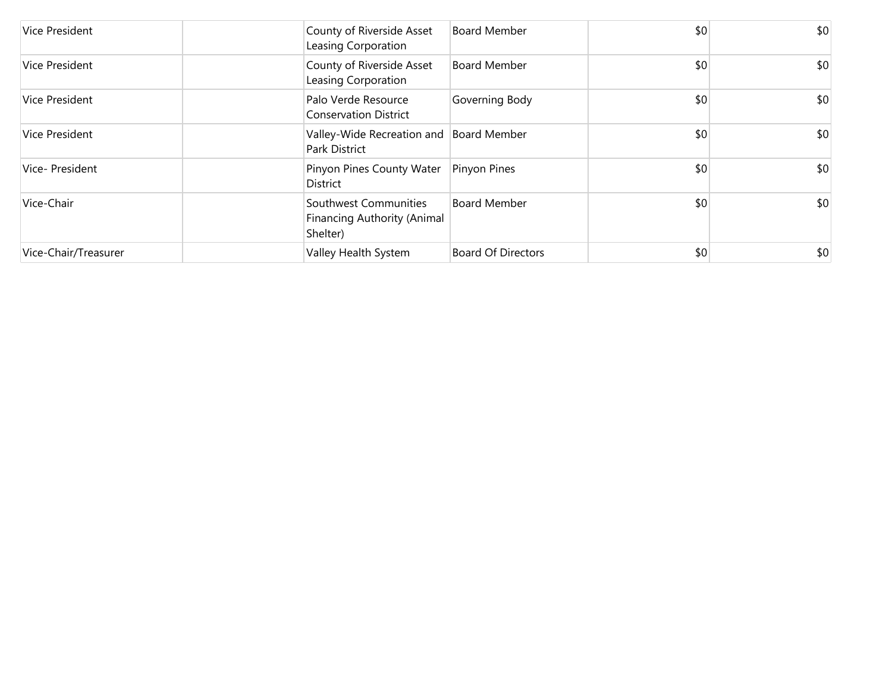| | | | | | |
|---|---|---|---|---|---|
| Vice President | | County of Riverside Asset Leasing Corporation | Board Member | $0 | $0 |
| Vice President | | County of Riverside Asset Leasing Corporation | Board Member | $0 | $0 |
| Vice President | | Palo Verde Resource Conservation District | Governing Body | $0 | $0 |
| Vice President | | Valley-Wide Recreation and Park District | Board Member | $0 | $0 |
| Vice- President | | Pinyon Pines County Water District | Pinyon Pines | $0 | $0 |
| Vice-Chair | | Southwest Communities Financing Authority (Animal Shelter) | Board Member | $0 | $0 |
| Vice-Chair/Treasurer | | Valley Health System | Board Of Directors | $0 | $0 |